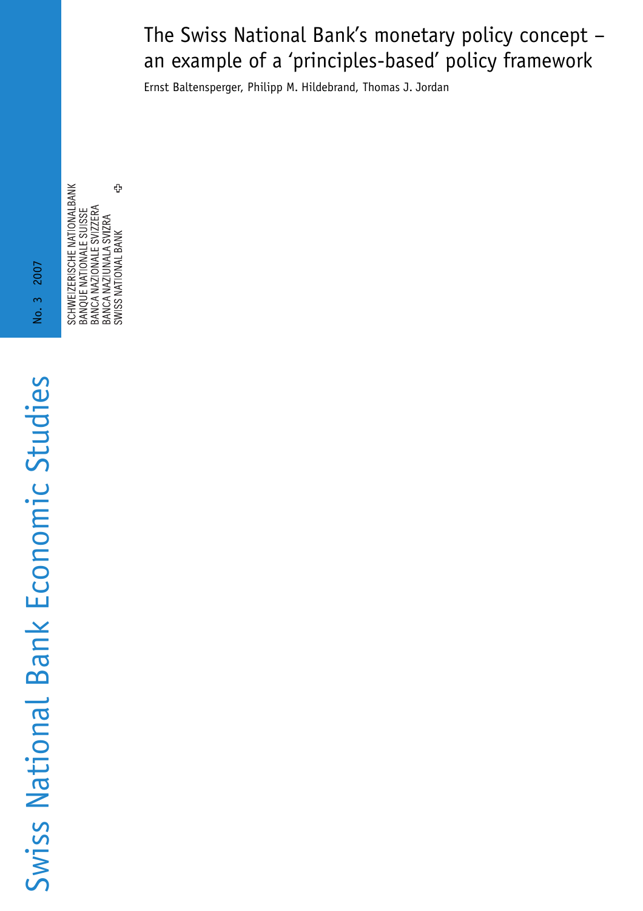Swiss National Bank Economic Studies

No. 3 2007

SCHWEIZERISCHE NATIONALBANK
BANQUE NATIONALE SUISSE
BANCA NAZIONALE SVIZZERA
BANCA NAZIUNALA SVIZRA
SWISS NATIONAL BANK

# The Swiss National Bank's monetary policy concept – an example of a 'principles-based' policy framework

Ernst Baltensperger, Philipp M. Hildebrand, Thomas J. Jordan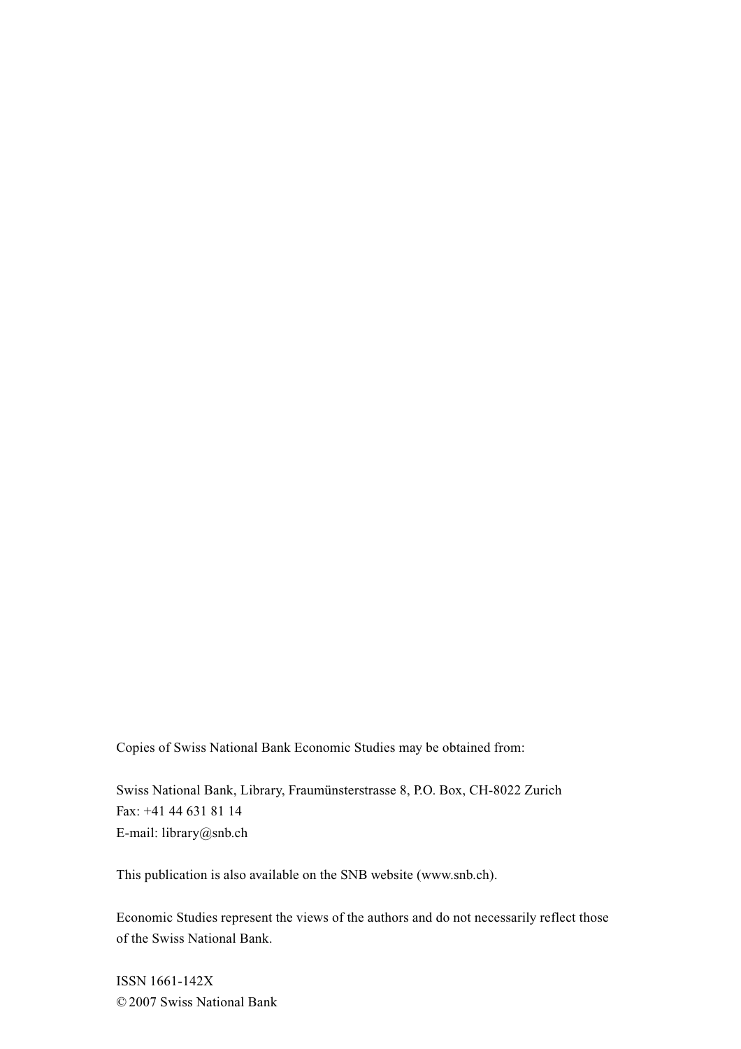Copies of Swiss National Bank Economic Studies may be obtained from:

Swiss National Bank, Library, Fraumünsterstrasse 8, P.O. Box, CH-8022 Zurich
Fax: +41 44 631 81 14
E-mail: library@snb.ch

This publication is also available on the SNB website (www.snb.ch).

Economic Studies represent the views of the authors and do not necessarily reflect those of the Swiss National Bank.

ISSN 1661-142X
© 2007 Swiss National Bank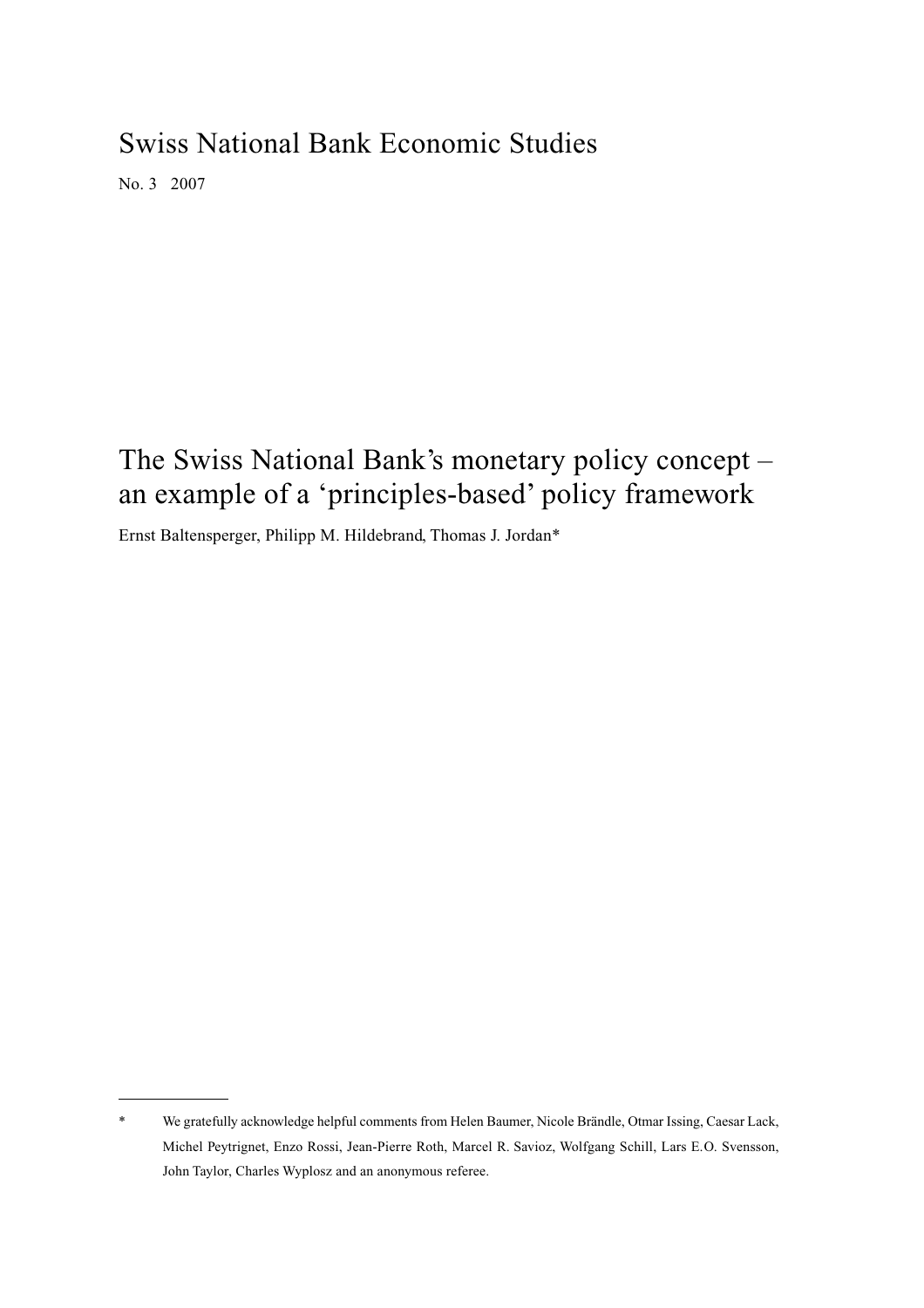# Swiss National Bank Economic Studies

No. 3 2007

# The Swiss National Bank's monetary policy concept – an example of a 'principles-based' policy framework

Ernst Baltensperger, Philipp M. Hildebrand, Thomas J. Jordan*

---

\* We gratefully acknowledge helpful comments from Helen Baumer, Nicole Brändle, Otmar Issing, Caesar Lack, Michel Peytrignet, Enzo Rossi, Jean-Pierre Roth, Marcel R. Savioz, Wolfgang Schill, Lars E.O. Svensson, John Taylor, Charles Wyplosz and an anonymous referee.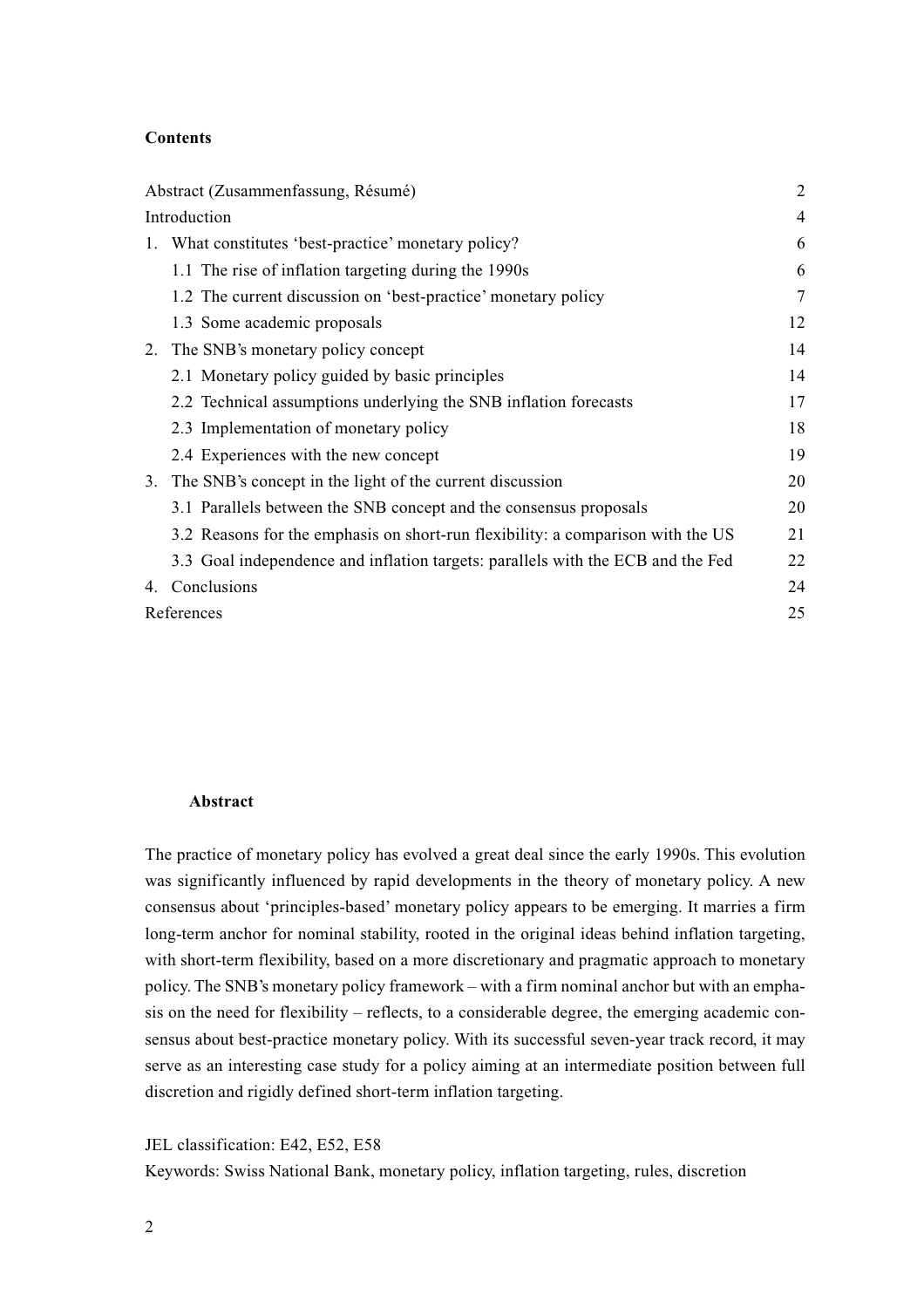**Contents**

| | |
|---|---|
| Abstract (Zusammenfassung, Résumé) | 2 |
| Introduction | 4 |
| 1. What constitutes 'best-practice' monetary policy? | 6 |
| 1.1 The rise of inflation targeting during the 1990s | 6 |
| 1.2 The current discussion on 'best-practice' monetary policy | 7 |
| 1.3 Some academic proposals | 12 |
| 2. The SNB's monetary policy concept | 14 |
| 2.1 Monetary policy guided by basic principles | 14 |
| 2.2 Technical assumptions underlying the SNB inflation forecasts | 17 |
| 2.3 Implementation of monetary policy | 18 |
| 2.4 Experiences with the new concept | 19 |
| 3. The SNB's concept in the light of the current discussion | 20 |
| 3.1 Parallels between the SNB concept and the consensus proposals | 20 |
| 3.2 Reasons for the emphasis on short-run flexibility: a comparison with the US | 21 |
| 3.3 Goal independence and inflation targets: parallels with the ECB and the Fed | 22 |
| 4. Conclusions | 24 |
| References | 25 |

**Abstract**

The practice of monetary policy has evolved a great deal since the early 1990s. This evolution was significantly influenced by rapid developments in the theory of monetary policy. A new consensus about 'principles-based' monetary policy appears to be emerging. It marries a firm long-term anchor for nominal stability, rooted in the original ideas behind inflation targeting, with short-term flexibility, based on a more discretionary and pragmatic approach to monetary policy. The SNB's monetary policy framework – with a firm nominal anchor but with an emphasis on the need for flexibility – reflects, to a considerable degree, the emerging academic consensus about best-practice monetary policy. With its successful seven-year track record, it may serve as an interesting case study for a policy aiming at an intermediate position between full discretion and rigidly defined short-term inflation targeting.

JEL classification: E42, E52, E58

Keywords: Swiss National Bank, monetary policy, inflation targeting, rules, discretion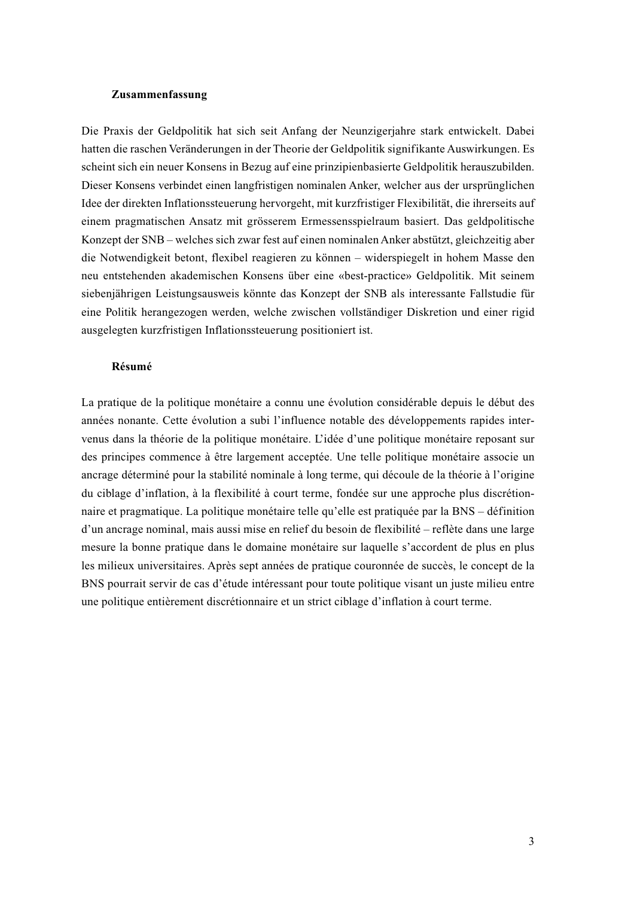### Zusammenfassung

Die Praxis der Geldpolitik hat sich seit Anfang der Neunzigerjahre stark entwickelt. Dabei hatten die raschen Veränderungen in der Theorie der Geldpolitik signifikante Auswirkungen. Es scheint sich ein neuer Konsens in Bezug auf eine prinzipienbasierte Geldpolitik herauszubilden. Dieser Konsens verbindet einen langfristigen nominalen Anker, welcher aus der ursprünglichen Idee der direkten Inflationssteuerung hervorgeht, mit kurzfristiger Flexibilität, die ihrerseits auf einem pragmatischen Ansatz mit grösserem Ermessensspielraum basiert. Das geldpolitische Konzept der SNB – welches sich zwar fest auf einen nominalen Anker abstützt, gleichzeitig aber die Notwendigkeit betont, flexibel reagieren zu können – widerspiegelt in hohem Masse den neu entstehenden akademischen Konsens über eine «best-practice» Geldpolitik. Mit seinem siebenjährigen Leistungsausweis könnte das Konzept der SNB als interessante Fallstudie für eine Politik herangezogen werden, welche zwischen vollständiger Diskretion und einer rigid ausgelegten kurzfristigen Inflationssteuerung positioniert ist.

### Résumé

La pratique de la politique monétaire a connu une évolution considérable depuis le début des années nonante. Cette évolution a subi l'influence notable des développements rapides intervenus dans la théorie de la politique monétaire. L'idée d'une politique monétaire reposant sur des principes commence à être largement acceptée. Une telle politique monétaire associe un ancrage déterminé pour la stabilité nominale à long terme, qui découle de la théorie à l'origine du ciblage d'inflation, à la flexibilité à court terme, fondée sur une approche plus discrétionnaire et pragmatique. La politique monétaire telle qu'elle est pratiquée par la BNS – définition d'un ancrage nominal, mais aussi mise en relief du besoin de flexibilité – reflète dans une large mesure la bonne pratique dans le domaine monétaire sur laquelle s'accordent de plus en plus les milieux universitaires. Après sept années de pratique couronnée de succès, le concept de la BNS pourrait servir de cas d'étude intéressant pour toute politique visant un juste milieu entre une politique entièrement discrétionnaire et un strict ciblage d'inflation à court terme.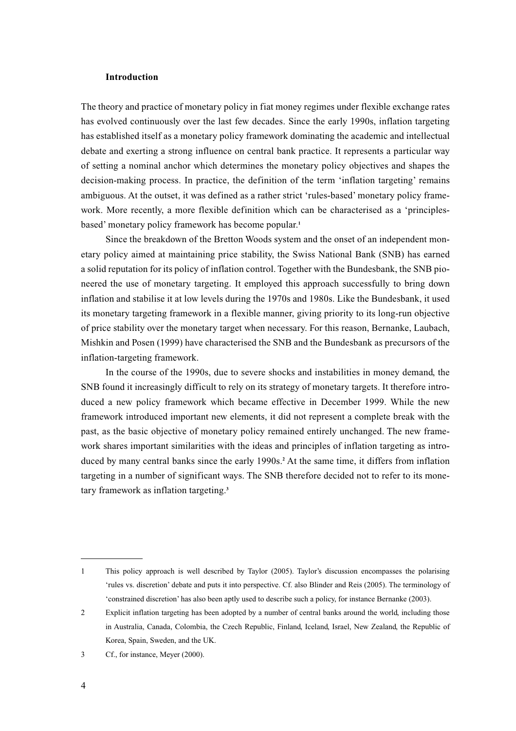## Introduction

The theory and practice of monetary policy in fiat money regimes under flexible exchange rates has evolved continuously over the last few decades. Since the early 1990s, inflation targeting has established itself as a monetary policy framework dominating the academic and intellectual debate and exerting a strong influence on central bank practice. It represents a particular way of setting a nominal anchor which determines the monetary policy objectives and shapes the decision-making process. In practice, the definition of the term 'inflation targeting' remains ambiguous. At the outset, it was defined as a rather strict 'rules-based' monetary policy framework. More recently, a more flexible definition which can be characterised as a 'principles-based' monetary policy framework has become popular.[1]

Since the breakdown of the Bretton Woods system and the onset of an independent monetary policy aimed at maintaining price stability, the Swiss National Bank (SNB) has earned a solid reputation for its policy of inflation control. Together with the Bundesbank, the SNB pioneered the use of monetary targeting. It employed this approach successfully to bring down inflation and stabilise it at low levels during the 1970s and 1980s. Like the Bundesbank, it used its monetary targeting framework in a flexible manner, giving priority to its long-run objective of price stability over the monetary target when necessary. For this reason, Bernanke, Laubach, Mishkin and Posen (1999) have characterised the SNB and the Bundesbank as precursors of the inflation-targeting framework.

In the course of the 1990s, due to severe shocks and instabilities in money demand, the SNB found it increasingly difficult to rely on its strategy of monetary targets. It therefore introduced a new policy framework which became effective in December 1999. While the new framework introduced important new elements, it did not represent a complete break with the past, as the basic objective of monetary policy remained entirely unchanged. The new framework shares important similarities with the ideas and principles of inflation targeting as introduced by many central banks since the early 1990s.[2] At the same time, it differs from inflation targeting in a number of significant ways. The SNB therefore decided not to refer to its monetary framework as inflation targeting.[3]

---

1 This policy approach is well described by Taylor (2005). Taylor's discussion encompasses the polarising 'rules vs. discretion' debate and puts it into perspective. Cf. also Blinder and Reis (2005). The terminology of 'constrained discretion' has also been aptly used to describe such a policy, for instance Bernanke (2003).

2 Explicit inflation targeting has been adopted by a number of central banks around the world, including those in Australia, Canada, Colombia, the Czech Republic, Finland, Iceland, Israel, New Zealand, the Republic of Korea, Spain, Sweden, and the UK.

3 Cf., for instance, Meyer (2000).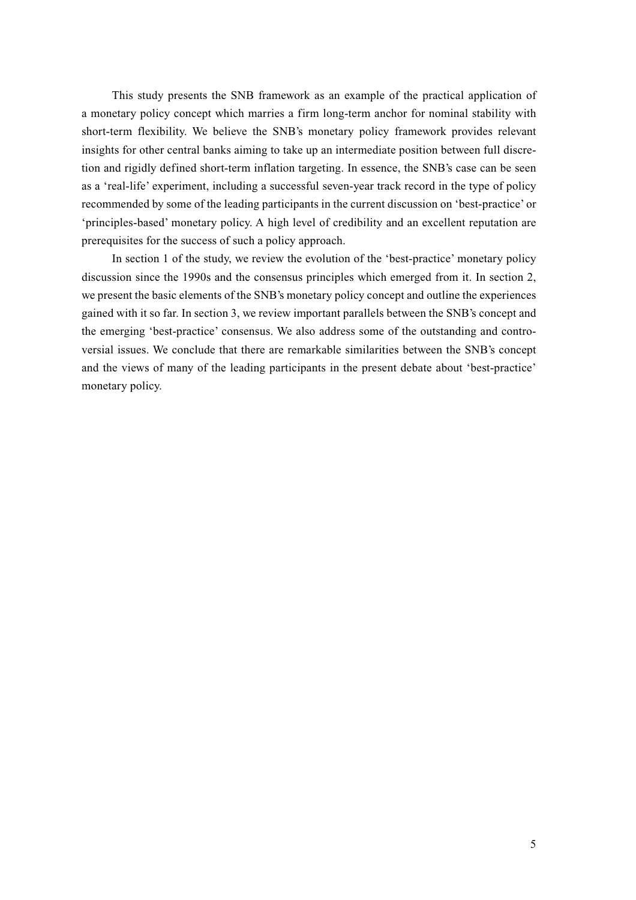This study presents the SNB framework as an example of the practical application of a monetary policy concept which marries a firm long-term anchor for nominal stability with short-term flexibility. We believe the SNB's monetary policy framework provides relevant insights for other central banks aiming to take up an intermediate position between full discretion and rigidly defined short-term inflation targeting. In essence, the SNB's case can be seen as a 'real-life' experiment, including a successful seven-year track record in the type of policy recommended by some of the leading participants in the current discussion on 'best-practice' or 'principles-based' monetary policy. A high level of credibility and an excellent reputation are prerequisites for the success of such a policy approach.

In section 1 of the study, we review the evolution of the 'best-practice' monetary policy discussion since the 1990s and the consensus principles which emerged from it. In section 2, we present the basic elements of the SNB's monetary policy concept and outline the experiences gained with it so far. In section 3, we review important parallels between the SNB's concept and the emerging 'best-practice' consensus. We also address some of the outstanding and controversial issues. We conclude that there are remarkable similarities between the SNB's concept and the views of many of the leading participants in the present debate about 'best-practice' monetary policy.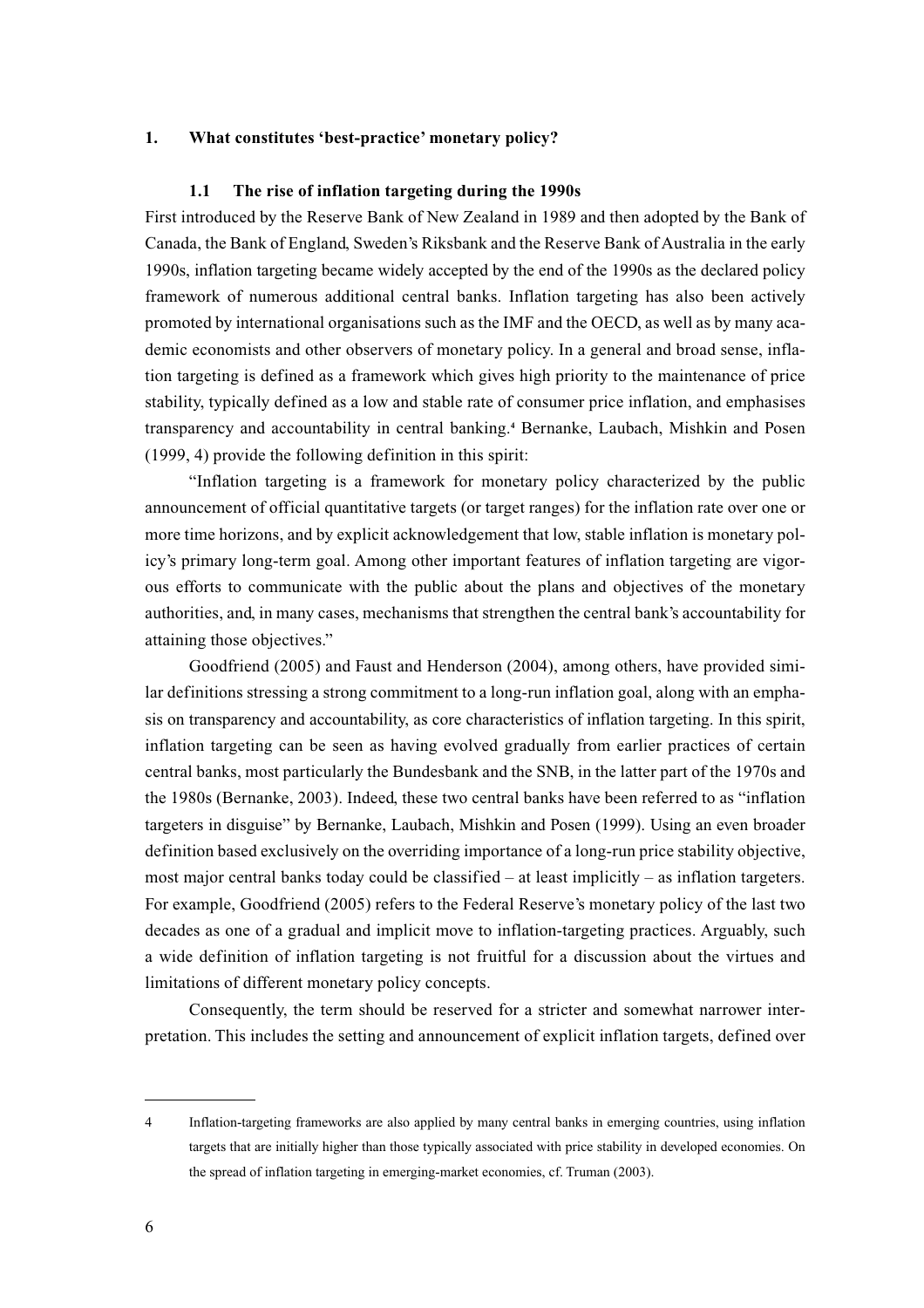## 1. What constitutes 'best-practice' monetary policy?

### 1.1 The rise of inflation targeting during the 1990s

First introduced by the Reserve Bank of New Zealand in 1989 and then adopted by the Bank of Canada, the Bank of England, Sweden's Riksbank and the Reserve Bank of Australia in the early 1990s, inflation targeting became widely accepted by the end of the 1990s as the declared policy framework of numerous additional central banks. Inflation targeting has also been actively promoted by international organisations such as the IMF and the OECD, as well as by many academic economists and other observers of monetary policy. In a general and broad sense, inflation targeting is defined as a framework which gives high priority to the maintenance of price stability, typically defined as a low and stable rate of consumer price inflation, and emphasises transparency and accountability in central banking.[4] Bernanke, Laubach, Mishkin and Posen (1999, 4) provide the following definition in this spirit:

"Inflation targeting is a framework for monetary policy characterized by the public announcement of official quantitative targets (or target ranges) for the inflation rate over one or more time horizons, and by explicit acknowledgement that low, stable inflation is monetary policy's primary long-term goal. Among other important features of inflation targeting are vigorous efforts to communicate with the public about the plans and objectives of the monetary authorities, and, in many cases, mechanisms that strengthen the central bank's accountability for attaining those objectives."

Goodfriend (2005) and Faust and Henderson (2004), among others, have provided similar definitions stressing a strong commitment to a long-run inflation goal, along with an emphasis on transparency and accountability, as core characteristics of inflation targeting. In this spirit, inflation targeting can be seen as having evolved gradually from earlier practices of certain central banks, most particularly the Bundesbank and the SNB, in the latter part of the 1970s and the 1980s (Bernanke, 2003). Indeed, these two central banks have been referred to as "inflation targeters in disguise" by Bernanke, Laubach, Mishkin and Posen (1999). Using an even broader definition based exclusively on the overriding importance of a long-run price stability objective, most major central banks today could be classified – at least implicitly – as inflation targeters. For example, Goodfriend (2005) refers to the Federal Reserve's monetary policy of the last two decades as one of a gradual and implicit move to inflation-targeting practices. Arguably, such a wide definition of inflation targeting is not fruitful for a discussion about the virtues and limitations of different monetary policy concepts.

Consequently, the term should be reserved for a stricter and somewhat narrower interpretation. This includes the setting and announcement of explicit inflation targets, defined over

---

4 Inflation-targeting frameworks are also applied by many central banks in emerging countries, using inflation targets that are initially higher than those typically associated with price stability in developed economies. On the spread of inflation targeting in emerging-market economies, cf. Truman (2003).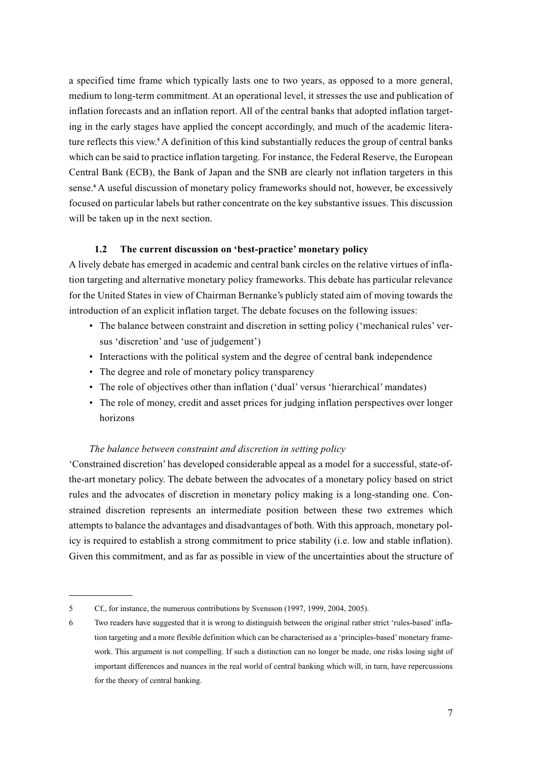a specified time frame which typically lasts one to two years, as opposed to a more general, medium to long-term commitment. At an operational level, it stresses the use and publication of inflation forecasts and an inflation report. All of the central banks that adopted inflation targeting in the early stages have applied the concept accordingly, and much of the academic literature reflects this view.[5] A definition of this kind substantially reduces the group of central banks which can be said to practice inflation targeting. For instance, the Federal Reserve, the European Central Bank (ECB), the Bank of Japan and the SNB are clearly not inflation targeters in this sense.[6] A useful discussion of monetary policy frameworks should not, however, be excessively focused on particular labels but rather concentrate on the key substantive issues. This discussion will be taken up in the next section.

### 1.2 The current discussion on 'best-practice' monetary policy

A lively debate has emerged in academic and central bank circles on the relative virtues of inflation targeting and alternative monetary policy frameworks. This debate has particular relevance for the United States in view of Chairman Bernanke's publicly stated aim of moving towards the introduction of an explicit inflation target. The debate focuses on the following issues:

- The balance between constraint and discretion in setting policy ('mechanical rules' versus 'discretion' and 'use of judgement')
- Interactions with the political system and the degree of central bank independence
- The degree and role of monetary policy transparency
- The role of objectives other than inflation ('dual' versus 'hierarchical' mandates)
- The role of money, credit and asset prices for judging inflation perspectives over longer horizons

*The balance between constraint and discretion in setting policy*

'Constrained discretion' has developed considerable appeal as a model for a successful, state-of-the-art monetary policy. The debate between the advocates of a monetary policy based on strict rules and the advocates of discretion in monetary policy making is a long-standing one. Constrained discretion represents an intermediate position between these two extremes which attempts to balance the advantages and disadvantages of both. With this approach, monetary policy is required to establish a strong commitment to price stability (i.e. low and stable inflation). Given this commitment, and as far as possible in view of the uncertainties about the structure of

---

5 Cf., for instance, the numerous contributions by Svensson (1997, 1999, 2004, 2005).

6 Two readers have suggested that it is wrong to distinguish between the original rather strict 'rules-based' inflation targeting and a more flexible definition which can be characterised as a 'principles-based' monetary framework. This argument is not compelling. If such a distinction can no longer be made, one risks losing sight of important differences and nuances in the real world of central banking which will, in turn, have repercussions for the theory of central banking.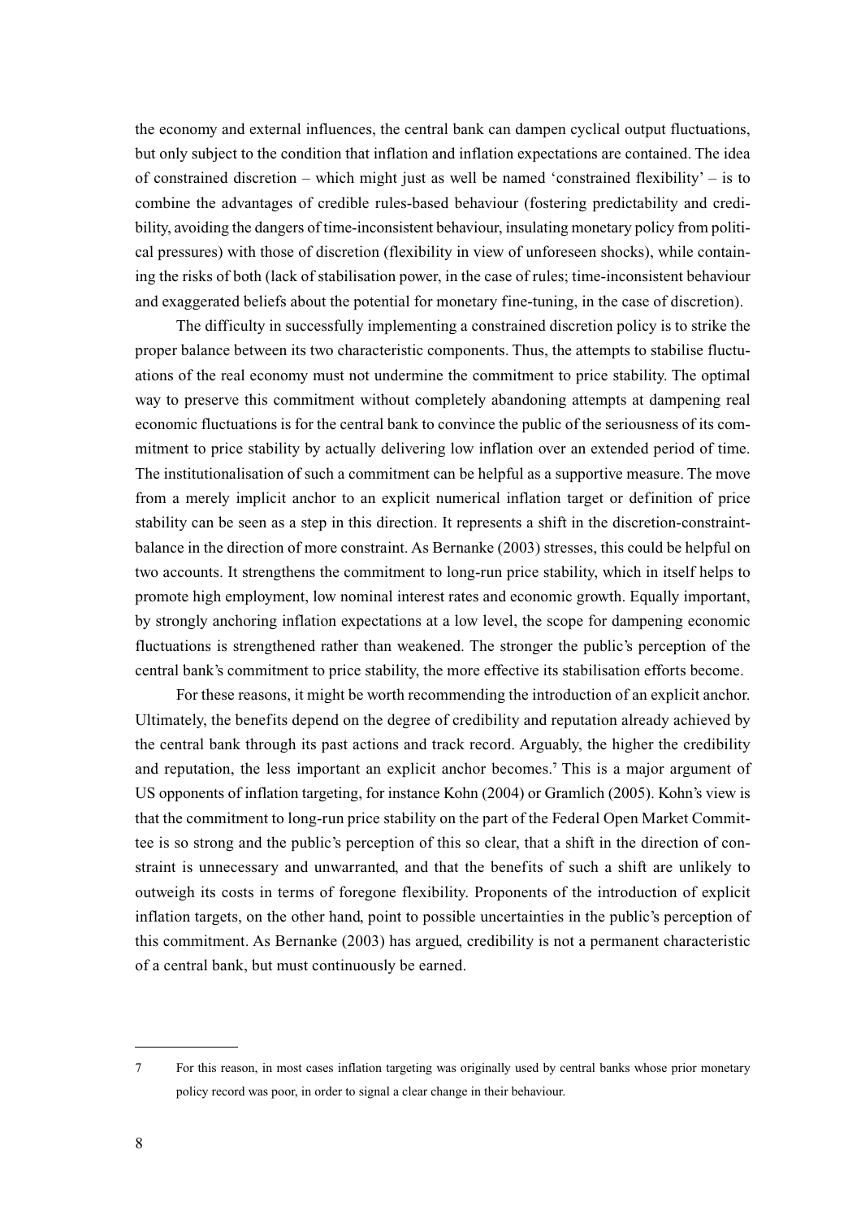the economy and external influences, the central bank can dampen cyclical output fluctuations, but only subject to the condition that inflation and inflation expectations are contained. The idea of constrained discretion – which might just as well be named 'constrained flexibility' – is to combine the advantages of credible rules-based behaviour (fostering predictability and credibility, avoiding the dangers of time-inconsistent behaviour, insulating monetary policy from political pressures) with those of discretion (flexibility in view of unforeseen shocks), while containing the risks of both (lack of stabilisation power, in the case of rules; time-inconsistent behaviour and exaggerated beliefs about the potential for monetary fine-tuning, in the case of discretion).

The difficulty in successfully implementing a constrained discretion policy is to strike the proper balance between its two characteristic components. Thus, the attempts to stabilise fluctuations of the real economy must not undermine the commitment to price stability. The optimal way to preserve this commitment without completely abandoning attempts at dampening real economic fluctuations is for the central bank to convince the public of the seriousness of its commitment to price stability by actually delivering low inflation over an extended period of time. The institutionalisation of such a commitment can be helpful as a supportive measure. The move from a merely implicit anchor to an explicit numerical inflation target or definition of price stability can be seen as a step in this direction. It represents a shift in the discretion-constraint-balance in the direction of more constraint. As Bernanke (2003) stresses, this could be helpful on two accounts. It strengthens the commitment to long-run price stability, which in itself helps to promote high employment, low nominal interest rates and economic growth. Equally important, by strongly anchoring inflation expectations at a low level, the scope for dampening economic fluctuations is strengthened rather than weakened. The stronger the public's perception of the central bank's commitment to price stability, the more effective its stabilisation efforts become.

For these reasons, it might be worth recommending the introduction of an explicit anchor. Ultimately, the benefits depend on the degree of credibility and reputation already achieved by the central bank through its past actions and track record. Arguably, the higher the credibility and reputation, the less important an explicit anchor becomes.[7] This is a major argument of US opponents of inflation targeting, for instance Kohn (2004) or Gramlich (2005). Kohn's view is that the commitment to long-run price stability on the part of the Federal Open Market Committee is so strong and the public's perception of this so clear, that a shift in the direction of constraint is unnecessary and unwarranted, and that the benefits of such a shift are unlikely to outweigh its costs in terms of foregone flexibility. Proponents of the introduction of explicit inflation targets, on the other hand, point to possible uncertainties in the public's perception of this commitment. As Bernanke (2003) has argued, credibility is not a permanent characteristic of a central bank, but must continuously be earned.

---

7 For this reason, in most cases inflation targeting was originally used by central banks whose prior monetary policy record was poor, in order to signal a clear change in their behaviour.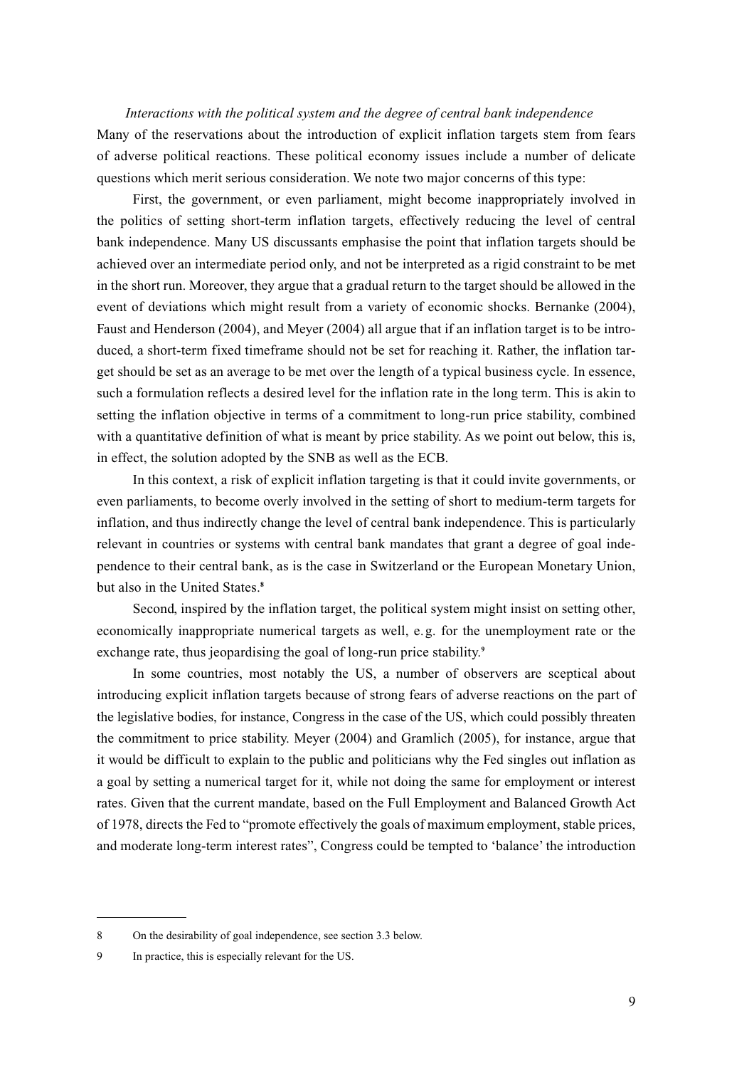*Interactions with the political system and the degree of central bank independence*

Many of the reservations about the introduction of explicit inflation targets stem from fears of adverse political reactions. These political economy issues include a number of delicate questions which merit serious consideration. We note two major concerns of this type:

First, the government, or even parliament, might become inappropriately involved in the politics of setting short-term inflation targets, effectively reducing the level of central bank independence. Many US discussants emphasise the point that inflation targets should be achieved over an intermediate period only, and not be interpreted as a rigid constraint to be met in the short run. Moreover, they argue that a gradual return to the target should be allowed in the event of deviations which might result from a variety of economic shocks. Bernanke (2004), Faust and Henderson (2004), and Meyer (2004) all argue that if an inflation target is to be introduced, a short-term fixed timeframe should not be set for reaching it. Rather, the inflation target should be set as an average to be met over the length of a typical business cycle. In essence, such a formulation reflects a desired level for the inflation rate in the long term. This is akin to setting the inflation objective in terms of a commitment to long-run price stability, combined with a quantitative definition of what is meant by price stability. As we point out below, this is, in effect, the solution adopted by the SNB as well as the ECB.

In this context, a risk of explicit inflation targeting is that it could invite governments, or even parliaments, to become overly involved in the setting of short to medium-term targets for inflation, and thus indirectly change the level of central bank independence. This is particularly relevant in countries or systems with central bank mandates that grant a degree of goal independence to their central bank, as is the case in Switzerland or the European Monetary Union, but also in the United States.[8]

Second, inspired by the inflation target, the political system might insist on setting other, economically inappropriate numerical targets as well, e.g. for the unemployment rate or the exchange rate, thus jeopardising the goal of long-run price stability.[9]

In some countries, most notably the US, a number of observers are sceptical about introducing explicit inflation targets because of strong fears of adverse reactions on the part of the legislative bodies, for instance, Congress in the case of the US, which could possibly threaten the commitment to price stability. Meyer (2004) and Gramlich (2005), for instance, argue that it would be difficult to explain to the public and politicians why the Fed singles out inflation as a goal by setting a numerical target for it, while not doing the same for employment or interest rates. Given that the current mandate, based on the Full Employment and Balanced Growth Act of 1978, directs the Fed to "promote effectively the goals of maximum employment, stable prices, and moderate long-term interest rates", Congress could be tempted to 'balance' the introduction

---

8 On the desirability of goal independence, see section 3.3 below.

9 In practice, this is especially relevant for the US.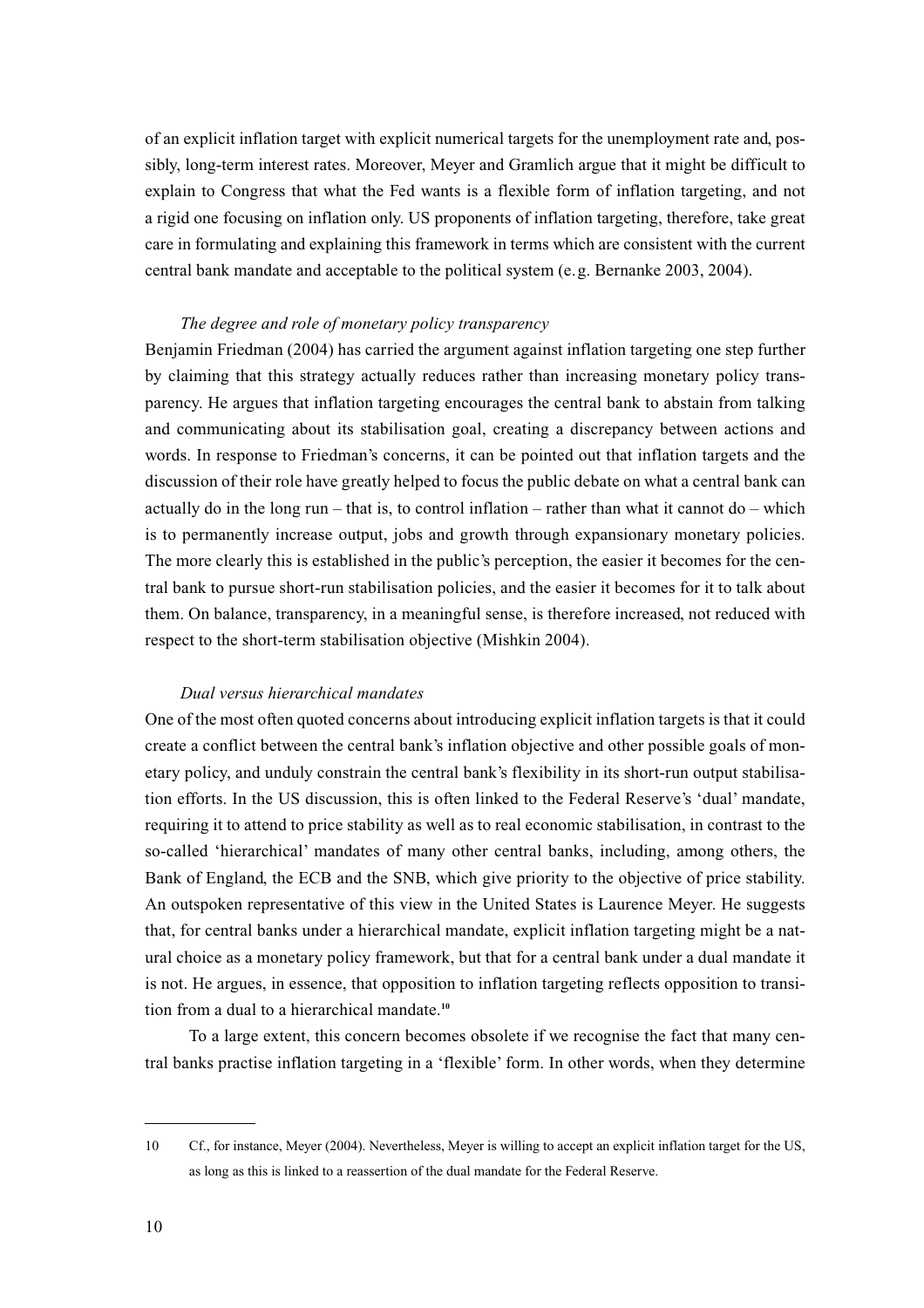of an explicit inflation target with explicit numerical targets for the unemployment rate and, possibly, long-term interest rates. Moreover, Meyer and Gramlich argue that it might be difficult to explain to Congress that what the Fed wants is a flexible form of inflation targeting, and not a rigid one focusing on inflation only. US proponents of inflation targeting, therefore, take great care in formulating and explaining this framework in terms which are consistent with the current central bank mandate and acceptable to the political system (e.g. Bernanke 2003, 2004).

*The degree and role of monetary policy transparency*

Benjamin Friedman (2004) has carried the argument against inflation targeting one step further by claiming that this strategy actually reduces rather than increasing monetary policy transparency. He argues that inflation targeting encourages the central bank to abstain from talking and communicating about its stabilisation goal, creating a discrepancy between actions and words. In response to Friedman's concerns, it can be pointed out that inflation targets and the discussion of their role have greatly helped to focus the public debate on what a central bank can actually do in the long run – that is, to control inflation – rather than what it cannot do – which is to permanently increase output, jobs and growth through expansionary monetary policies. The more clearly this is established in the public's perception, the easier it becomes for the central bank to pursue short-run stabilisation policies, and the easier it becomes for it to talk about them. On balance, transparency, in a meaningful sense, is therefore increased, not reduced with respect to the short-term stabilisation objective (Mishkin 2004).

*Dual versus hierarchical mandates*

One of the most often quoted concerns about introducing explicit inflation targets is that it could create a conflict between the central bank's inflation objective and other possible goals of monetary policy, and unduly constrain the central bank's flexibility in its short-run output stabilisation efforts. In the US discussion, this is often linked to the Federal Reserve's 'dual' mandate, requiring it to attend to price stability as well as to real economic stabilisation, in contrast to the so-called 'hierarchical' mandates of many other central banks, including, among others, the Bank of England, the ECB and the SNB, which give priority to the objective of price stability. An outspoken representative of this view in the United States is Laurence Meyer. He suggests that, for central banks under a hierarchical mandate, explicit inflation targeting might be a natural choice as a monetary policy framework, but that for a central bank under a dual mandate it is not. He argues, in essence, that opposition to inflation targeting reflects opposition to transition from a dual to a hierarchical mandate.[10]

To a large extent, this concern becomes obsolete if we recognise the fact that many central banks practise inflation targeting in a 'flexible' form. In other words, when they determine

---

10 Cf., for instance, Meyer (2004). Nevertheless, Meyer is willing to accept an explicit inflation target for the US, as long as this is linked to a reassertion of the dual mandate for the Federal Reserve.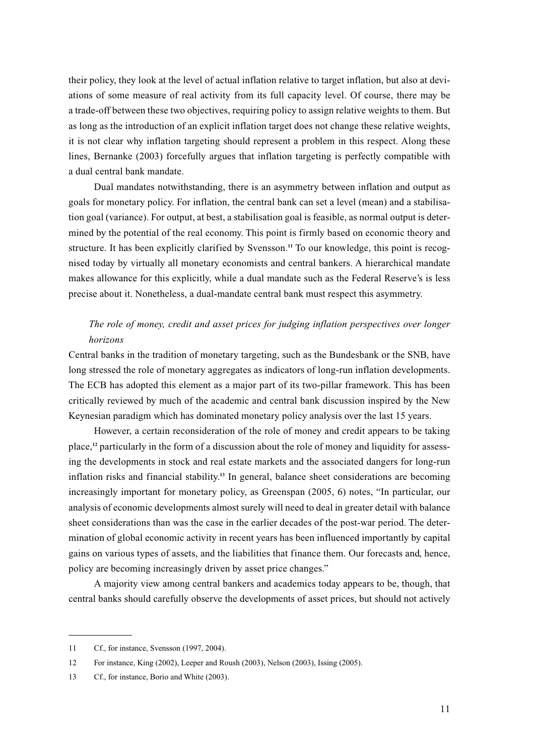their policy, they look at the level of actual inflation relative to target inflation, but also at deviations of some measure of real activity from its full capacity level. Of course, there may be a trade-off between these two objectives, requiring policy to assign relative weights to them. But as long as the introduction of an explicit inflation target does not change these relative weights, it is not clear why inflation targeting should represent a problem in this respect. Along these lines, Bernanke (2003) forcefully argues that inflation targeting is perfectly compatible with a dual central bank mandate.

Dual mandates notwithstanding, there is an asymmetry between inflation and output as goals for monetary policy. For inflation, the central bank can set a level (mean) and a stabilisation goal (variance). For output, at best, a stabilisation goal is feasible, as normal output is determined by the potential of the real economy. This point is firmly based on economic theory and structure. It has been explicitly clarified by Svensson.[11] To our knowledge, this point is recognised today by virtually all monetary economists and central bankers. A hierarchical mandate makes allowance for this explicitly, while a dual mandate such as the Federal Reserve's is less precise about it. Nonetheless, a dual-mandate central bank must respect this asymmetry.

*The role of money, credit and asset prices for judging inflation perspectives over longer horizons*

Central banks in the tradition of monetary targeting, such as the Bundesbank or the SNB, have long stressed the role of monetary aggregates as indicators of long-run inflation developments. The ECB has adopted this element as a major part of its two-pillar framework. This has been critically reviewed by much of the academic and central bank discussion inspired by the New Keynesian paradigm which has dominated monetary policy analysis over the last 15 years.

However, a certain reconsideration of the role of money and credit appears to be taking place,[12] particularly in the form of a discussion about the role of money and liquidity for assessing the developments in stock and real estate markets and the associated dangers for long-run inflation risks and financial stability.[13] In general, balance sheet considerations are becoming increasingly important for monetary policy, as Greenspan (2005, 6) notes, "In particular, our analysis of economic developments almost surely will need to deal in greater detail with balance sheet considerations than was the case in the earlier decades of the post-war period. The determination of global economic activity in recent years has been influenced importantly by capital gains on various types of assets, and the liabilities that finance them. Our forecasts and, hence, policy are becoming increasingly driven by asset price changes."

A majority view among central bankers and academics today appears to be, though, that central banks should carefully observe the developments of asset prices, but should not actively

---

11 Cf., for instance, Svensson (1997, 2004).

12 For instance, King (2002), Leeper and Roush (2003), Nelson (2003), Issing (2005).

13 Cf., for instance, Borio and White (2003).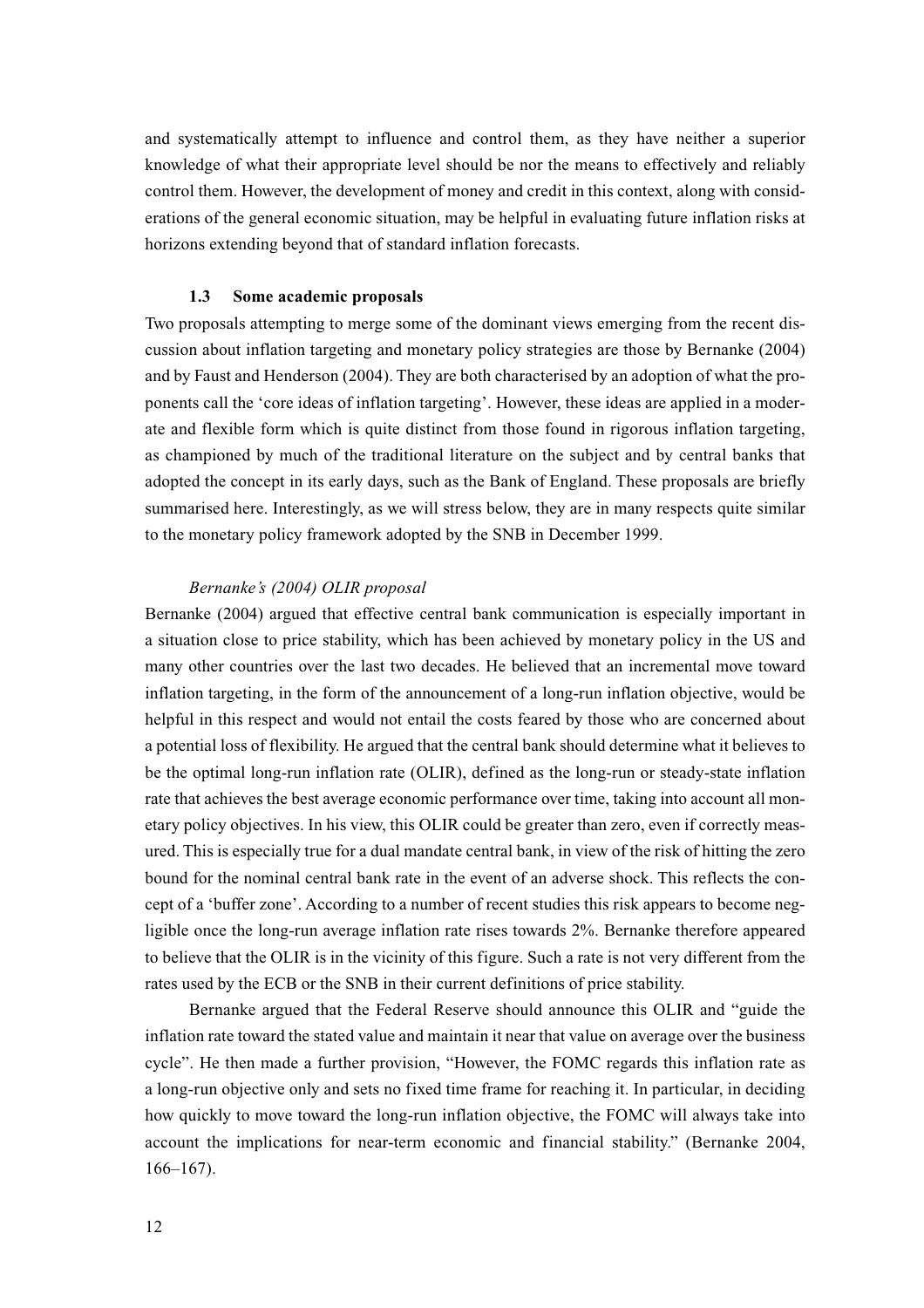and systematically attempt to influence and control them, as they have neither a superior knowledge of what their appropriate level should be nor the means to effectively and reliably control them. However, the development of money and credit in this context, along with considerations of the general economic situation, may be helpful in evaluating future inflation risks at horizons extending beyond that of standard inflation forecasts.

### 1.3 Some academic proposals

Two proposals attempting to merge some of the dominant views emerging from the recent discussion about inflation targeting and monetary policy strategies are those by Bernanke (2004) and by Faust and Henderson (2004). They are both characterised by an adoption of what the proponents call the 'core ideas of inflation targeting'. However, these ideas are applied in a moderate and flexible form which is quite distinct from those found in rigorous inflation targeting, as championed by much of the traditional literature on the subject and by central banks that adopted the concept in its early days, such as the Bank of England. These proposals are briefly summarised here. Interestingly, as we will stress below, they are in many respects quite similar to the monetary policy framework adopted by the SNB in December 1999.

*Bernanke's (2004) OLIR proposal*

Bernanke (2004) argued that effective central bank communication is especially important in a situation close to price stability, which has been achieved by monetary policy in the US and many other countries over the last two decades. He believed that an incremental move toward inflation targeting, in the form of the announcement of a long-run inflation objective, would be helpful in this respect and would not entail the costs feared by those who are concerned about a potential loss of flexibility. He argued that the central bank should determine what it believes to be the optimal long-run inflation rate (OLIR), defined as the long-run or steady-state inflation rate that achieves the best average economic performance over time, taking into account all monetary policy objectives. In his view, this OLIR could be greater than zero, even if correctly measured. This is especially true for a dual mandate central bank, in view of the risk of hitting the zero bound for the nominal central bank rate in the event of an adverse shock. This reflects the concept of a 'buffer zone'. According to a number of recent studies this risk appears to become negligible once the long-run average inflation rate rises towards 2%. Bernanke therefore appeared to believe that the OLIR is in the vicinity of this figure. Such a rate is not very different from the rates used by the ECB or the SNB in their current definitions of price stability.

Bernanke argued that the Federal Reserve should announce this OLIR and "guide the inflation rate toward the stated value and maintain it near that value on average over the business cycle". He then made a further provision, "However, the FOMC regards this inflation rate as a long-run objective only and sets no fixed time frame for reaching it. In particular, in deciding how quickly to move toward the long-run inflation objective, the FOMC will always take into account the implications for near-term economic and financial stability." (Bernanke 2004, 166–167).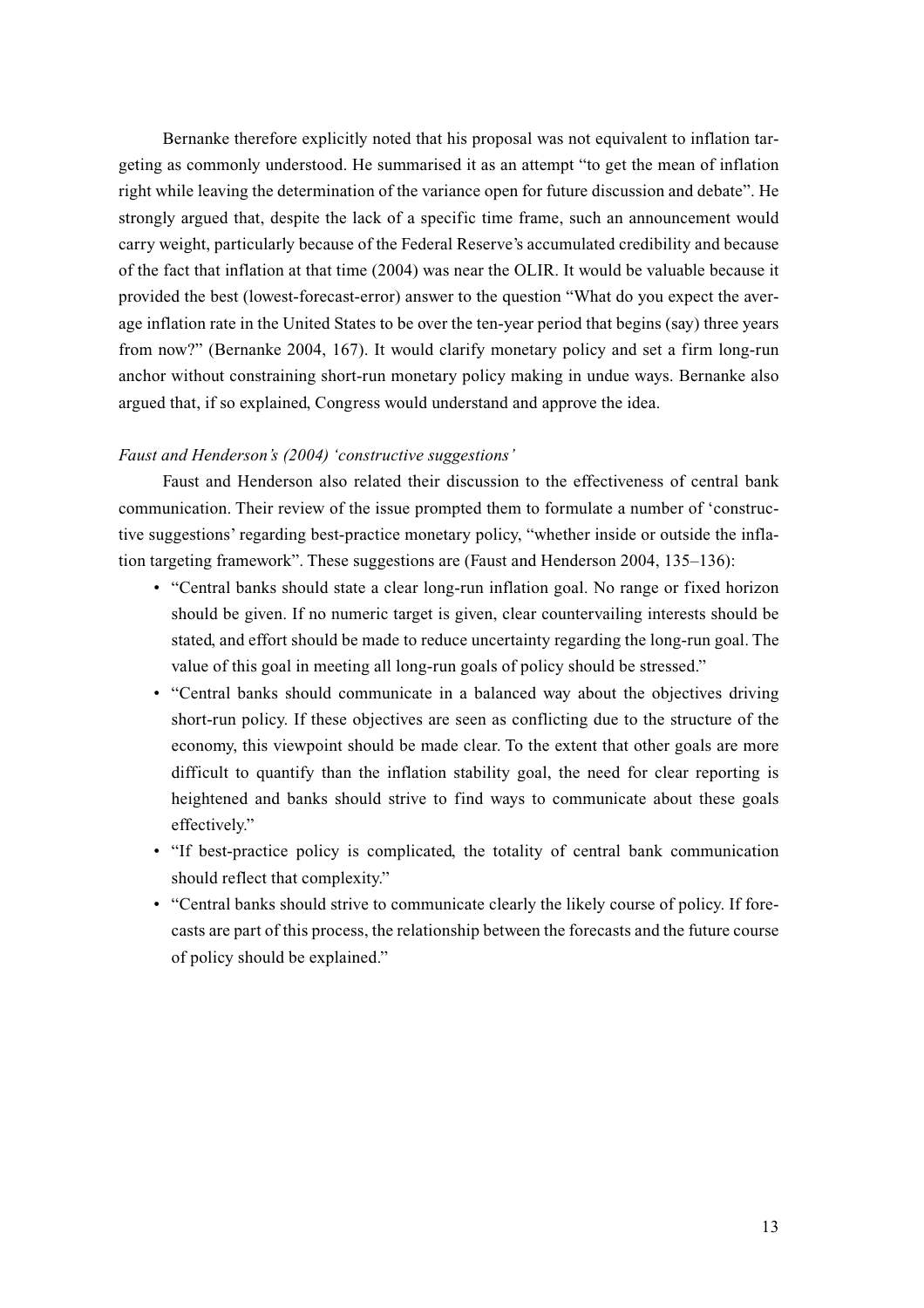Bernanke therefore explicitly noted that his proposal was not equivalent to inflation targeting as commonly understood. He summarised it as an attempt "to get the mean of inflation right while leaving the determination of the variance open for future discussion and debate". He strongly argued that, despite the lack of a specific time frame, such an announcement would carry weight, particularly because of the Federal Reserve's accumulated credibility and because of the fact that inflation at that time (2004) was near the OLIR. It would be valuable because it provided the best (lowest-forecast-error) answer to the question "What do you expect the average inflation rate in the United States to be over the ten-year period that begins (say) three years from now?" (Bernanke 2004, 167). It would clarify monetary policy and set a firm long-run anchor without constraining short-run monetary policy making in undue ways. Bernanke also argued that, if so explained, Congress would understand and approve the idea.

*Faust and Henderson's (2004) 'constructive suggestions'*

Faust and Henderson also related their discussion to the effectiveness of central bank communication. Their review of the issue prompted them to formulate a number of 'constructive suggestions' regarding best-practice monetary policy, "whether inside or outside the inflation targeting framework". These suggestions are (Faust and Henderson 2004, 135–136):

- "Central banks should state a clear long-run inflation goal. No range or fixed horizon should be given. If no numeric target is given, clear countervailing interests should be stated, and effort should be made to reduce uncertainty regarding the long-run goal. The value of this goal in meeting all long-run goals of policy should be stressed."
- "Central banks should communicate in a balanced way about the objectives driving short-run policy. If these objectives are seen as conflicting due to the structure of the economy, this viewpoint should be made clear. To the extent that other goals are more difficult to quantify than the inflation stability goal, the need for clear reporting is heightened and banks should strive to find ways to communicate about these goals effectively."
- "If best-practice policy is complicated, the totality of central bank communication should reflect that complexity."
- "Central banks should strive to communicate clearly the likely course of policy. If forecasts are part of this process, the relationship between the forecasts and the future course of policy should be explained."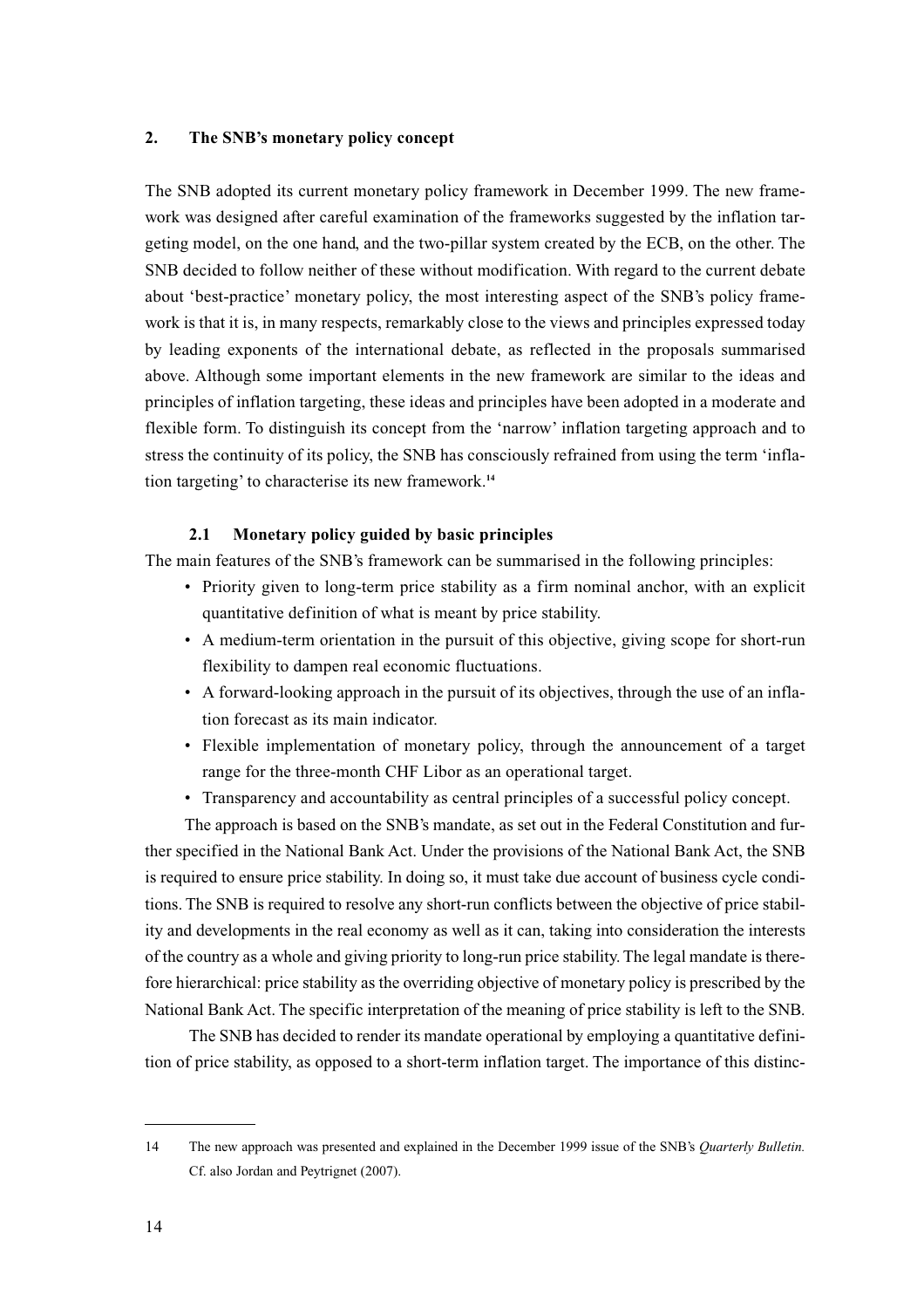## 2. The SNB's monetary policy concept

The SNB adopted its current monetary policy framework in December 1999. The new framework was designed after careful examination of the frameworks suggested by the inflation targeting model, on the one hand, and the two-pillar system created by the ECB, on the other. The SNB decided to follow neither of these without modification. With regard to the current debate about 'best-practice' monetary policy, the most interesting aspect of the SNB's policy framework is that it is, in many respects, remarkably close to the views and principles expressed today by leading exponents of the international debate, as reflected in the proposals summarised above. Although some important elements in the new framework are similar to the ideas and principles of inflation targeting, these ideas and principles have been adopted in a moderate and flexible form. To distinguish its concept from the 'narrow' inflation targeting approach and to stress the continuity of its policy, the SNB has consciously refrained from using the term 'inflation targeting' to characterise its new framework.[14]

### 2.1 Monetary policy guided by basic principles

The main features of the SNB's framework can be summarised in the following principles:

- Priority given to long-term price stability as a firm nominal anchor, with an explicit quantitative definition of what is meant by price stability.
- A medium-term orientation in the pursuit of this objective, giving scope for short-run flexibility to dampen real economic fluctuations.
- A forward-looking approach in the pursuit of its objectives, through the use of an inflation forecast as its main indicator.
- Flexible implementation of monetary policy, through the announcement of a target range for the three-month CHF Libor as an operational target.
- Transparency and accountability as central principles of a successful policy concept.

The approach is based on the SNB's mandate, as set out in the Federal Constitution and further specified in the National Bank Act. Under the provisions of the National Bank Act, the SNB is required to ensure price stability. In doing so, it must take due account of business cycle conditions. The SNB is required to resolve any short-run conflicts between the objective of price stability and developments in the real economy as well as it can, taking into consideration the interests of the country as a whole and giving priority to long-run price stability. The legal mandate is therefore hierarchical: price stability as the overriding objective of monetary policy is prescribed by the National Bank Act. The specific interpretation of the meaning of price stability is left to the SNB.

The SNB has decided to render its mandate operational by employing a quantitative definition of price stability, as opposed to a short-term inflation target. The importance of this distinc-

---

14 The new approach was presented and explained in the December 1999 issue of the SNB's *Quarterly Bulletin.* Cf. also Jordan and Peytrignet (2007).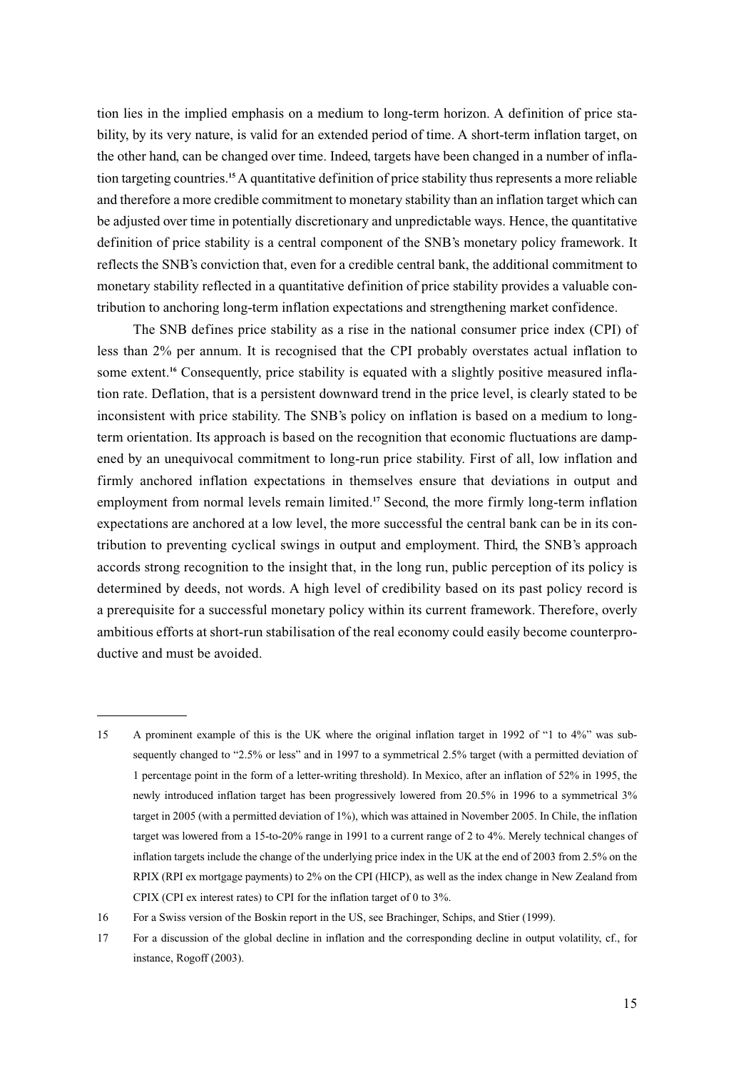tion lies in the implied emphasis on a medium to long-term horizon. A definition of price stability, by its very nature, is valid for an extended period of time. A short-term inflation target, on the other hand, can be changed over time. Indeed, targets have been changed in a number of inflation targeting countries.[15] A quantitative definition of price stability thus represents a more reliable and therefore a more credible commitment to monetary stability than an inflation target which can be adjusted over time in potentially discretionary and unpredictable ways. Hence, the quantitative definition of price stability is a central component of the SNB's monetary policy framework. It reflects the SNB's conviction that, even for a credible central bank, the additional commitment to monetary stability reflected in a quantitative definition of price stability provides a valuable contribution to anchoring long-term inflation expectations and strengthening market confidence.

The SNB defines price stability as a rise in the national consumer price index (CPI) of less than 2% per annum. It is recognised that the CPI probably overstates actual inflation to some extent.[16] Consequently, price stability is equated with a slightly positive measured inflation rate. Deflation, that is a persistent downward trend in the price level, is clearly stated to be inconsistent with price stability. The SNB's policy on inflation is based on a medium to long-term orientation. Its approach is based on the recognition that economic fluctuations are dampened by an unequivocal commitment to long-run price stability. First of all, low inflation and firmly anchored inflation expectations in themselves ensure that deviations in output and employment from normal levels remain limited.[17] Second, the more firmly long-term inflation expectations are anchored at a low level, the more successful the central bank can be in its contribution to preventing cyclical swings in output and employment. Third, the SNB's approach accords strong recognition to the insight that, in the long run, public perception of its policy is determined by deeds, not words. A high level of credibility based on its past policy record is a prerequisite for a successful monetary policy within its current framework. Therefore, overly ambitious efforts at short-run stabilisation of the real economy could easily become counterproductive and must be avoided.

---

15 A prominent example of this is the UK where the original inflation target in 1992 of "1 to 4%" was subsequently changed to "2.5% or less" and in 1997 to a symmetrical 2.5% target (with a permitted deviation of 1 percentage point in the form of a letter-writing threshold). In Mexico, after an inflation of 52% in 1995, the newly introduced inflation target has been progressively lowered from 20.5% in 1996 to a symmetrical 3% target in 2005 (with a permitted deviation of 1%), which was attained in November 2005. In Chile, the inflation target was lowered from a 15-to-20% range in 1991 to a current range of 2 to 4%. Merely technical changes of inflation targets include the change of the underlying price index in the UK at the end of 2003 from 2.5% on the RPIX (RPI ex mortgage payments) to 2% on the CPI (HICP), as well as the index change in New Zealand from CPIX (CPI ex interest rates) to CPI for the inflation target of 0 to 3%.

16 For a Swiss version of the Boskin report in the US, see Brachinger, Schips, and Stier (1999).

17 For a discussion of the global decline in inflation and the corresponding decline in output volatility, cf., for instance, Rogoff (2003).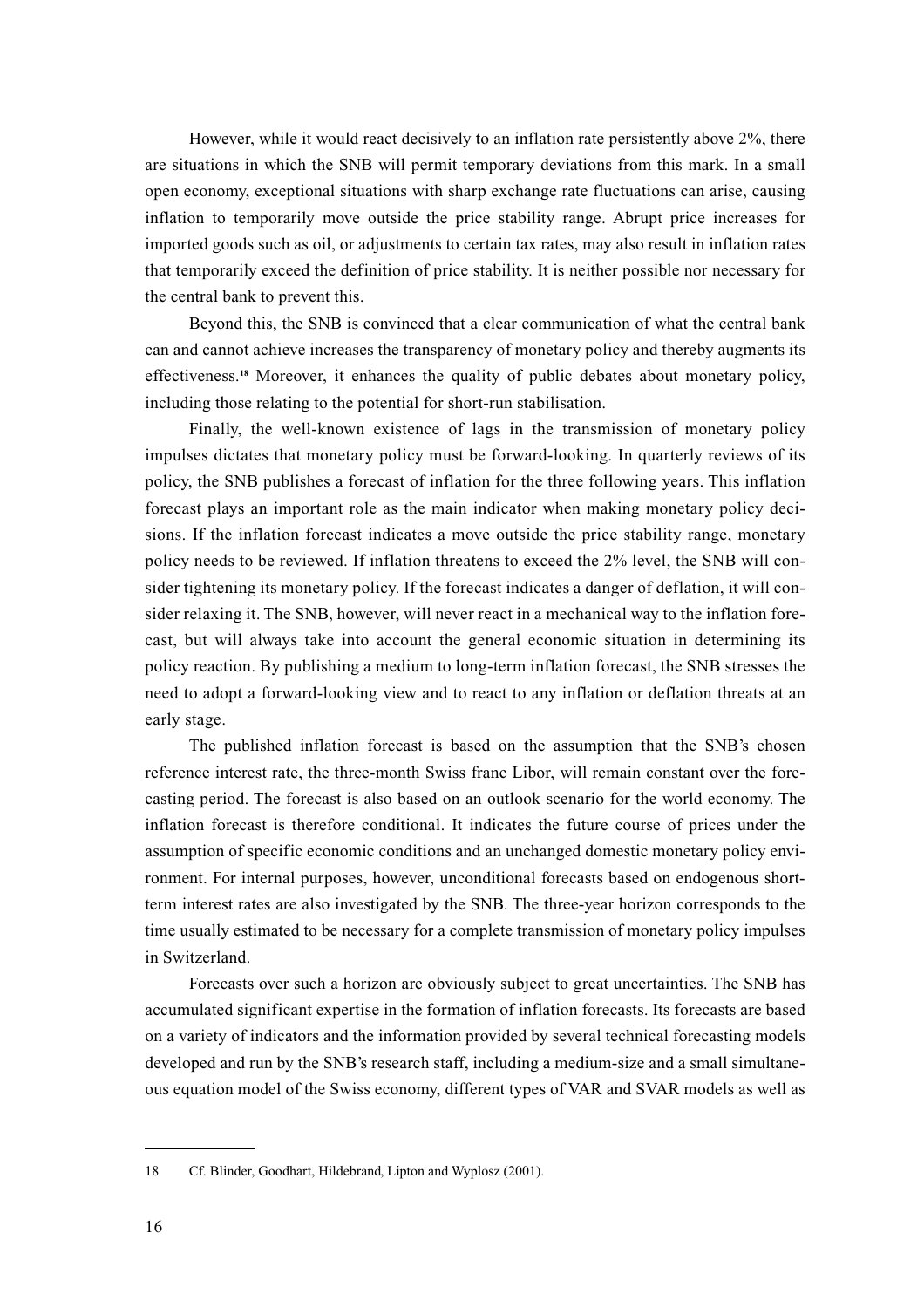However, while it would react decisively to an inflation rate persistently above 2%, there are situations in which the SNB will permit temporary deviations from this mark. In a small open economy, exceptional situations with sharp exchange rate fluctuations can arise, causing inflation to temporarily move outside the price stability range. Abrupt price increases for imported goods such as oil, or adjustments to certain tax rates, may also result in inflation rates that temporarily exceed the definition of price stability. It is neither possible nor necessary for the central bank to prevent this.

Beyond this, the SNB is convinced that a clear communication of what the central bank can and cannot achieve increases the transparency of monetary policy and thereby augments its effectiveness.[18] Moreover, it enhances the quality of public debates about monetary policy, including those relating to the potential for short-run stabilisation.

Finally, the well-known existence of lags in the transmission of monetary policy impulses dictates that monetary policy must be forward-looking. In quarterly reviews of its policy, the SNB publishes a forecast of inflation for the three following years. This inflation forecast plays an important role as the main indicator when making monetary policy decisions. If the inflation forecast indicates a move outside the price stability range, monetary policy needs to be reviewed. If inflation threatens to exceed the 2% level, the SNB will consider tightening its monetary policy. If the forecast indicates a danger of deflation, it will consider relaxing it. The SNB, however, will never react in a mechanical way to the inflation forecast, but will always take into account the general economic situation in determining its policy reaction. By publishing a medium to long-term inflation forecast, the SNB stresses the need to adopt a forward-looking view and to react to any inflation or deflation threats at an early stage.

The published inflation forecast is based on the assumption that the SNB's chosen reference interest rate, the three-month Swiss franc Libor, will remain constant over the forecasting period. The forecast is also based on an outlook scenario for the world economy. The inflation forecast is therefore conditional. It indicates the future course of prices under the assumption of specific economic conditions and an unchanged domestic monetary policy environment. For internal purposes, however, unconditional forecasts based on endogenous short-term interest rates are also investigated by the SNB. The three-year horizon corresponds to the time usually estimated to be necessary for a complete transmission of monetary policy impulses in Switzerland.

Forecasts over such a horizon are obviously subject to great uncertainties. The SNB has accumulated significant expertise in the formation of inflation forecasts. Its forecasts are based on a variety of indicators and the information provided by several technical forecasting models developed and run by the SNB's research staff, including a medium-size and a small simultaneous equation model of the Swiss economy, different types of VAR and SVAR models as well as

---

18 Cf. Blinder, Goodhart, Hildebrand, Lipton and Wyplosz (2001).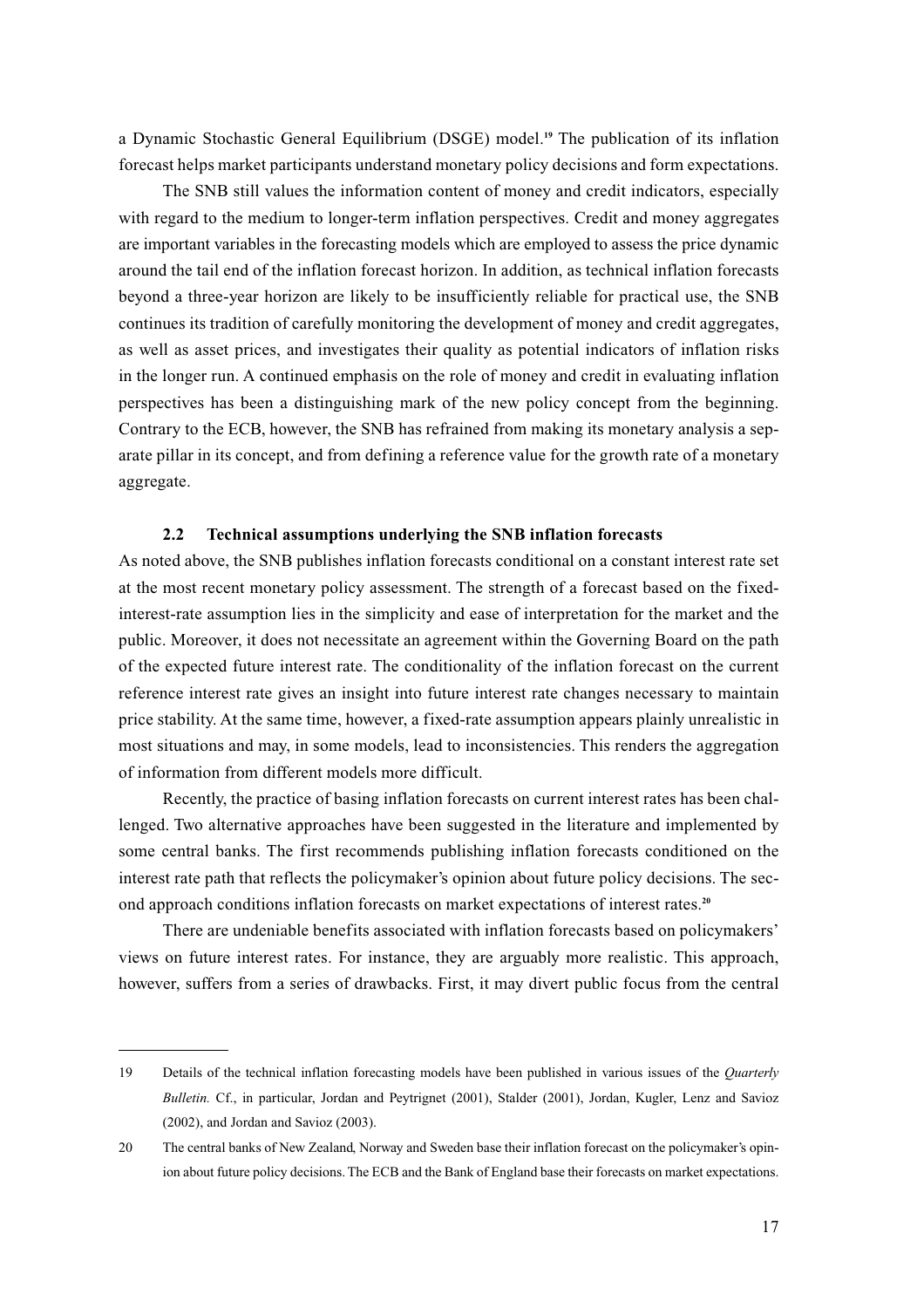a Dynamic Stochastic General Equilibrium (DSGE) model.[19] The publication of its inflation forecast helps market participants understand monetary policy decisions and form expectations.

The SNB still values the information content of money and credit indicators, especially with regard to the medium to longer-term inflation perspectives. Credit and money aggregates are important variables in the forecasting models which are employed to assess the price dynamic around the tail end of the inflation forecast horizon. In addition, as technical inflation forecasts beyond a three-year horizon are likely to be insufficiently reliable for practical use, the SNB continues its tradition of carefully monitoring the development of money and credit aggregates, as well as asset prices, and investigates their quality as potential indicators of inflation risks in the longer run. A continued emphasis on the role of money and credit in evaluating inflation perspectives has been a distinguishing mark of the new policy concept from the beginning. Contrary to the ECB, however, the SNB has refrained from making its monetary analysis a separate pillar in its concept, and from defining a reference value for the growth rate of a monetary aggregate.

### 2.2 Technical assumptions underlying the SNB inflation forecasts

As noted above, the SNB publishes inflation forecasts conditional on a constant interest rate set at the most recent monetary policy assessment. The strength of a forecast based on the fixed-interest-rate assumption lies in the simplicity and ease of interpretation for the market and the public. Moreover, it does not necessitate an agreement within the Governing Board on the path of the expected future interest rate. The conditionality of the inflation forecast on the current reference interest rate gives an insight into future interest rate changes necessary to maintain price stability. At the same time, however, a fixed-rate assumption appears plainly unrealistic in most situations and may, in some models, lead to inconsistencies. This renders the aggregation of information from different models more difficult.

Recently, the practice of basing inflation forecasts on current interest rates has been challenged. Two alternative approaches have been suggested in the literature and implemented by some central banks. The first recommends publishing inflation forecasts conditioned on the interest rate path that reflects the policymaker's opinion about future policy decisions. The second approach conditions inflation forecasts on market expectations of interest rates.[20]

There are undeniable benefits associated with inflation forecasts based on policymakers' views on future interest rates. For instance, they are arguably more realistic. This approach, however, suffers from a series of drawbacks. First, it may divert public focus from the central

---

19 Details of the technical inflation forecasting models have been published in various issues of the *Quarterly Bulletin*. Cf., in particular, Jordan and Peytrignet (2001), Stalder (2001), Jordan, Kugler, Lenz and Savioz (2002), and Jordan and Savioz (2003).

20 The central banks of New Zealand, Norway and Sweden base their inflation forecast on the policymaker's opinion about future policy decisions. The ECB and the Bank of England base their forecasts on market expectations.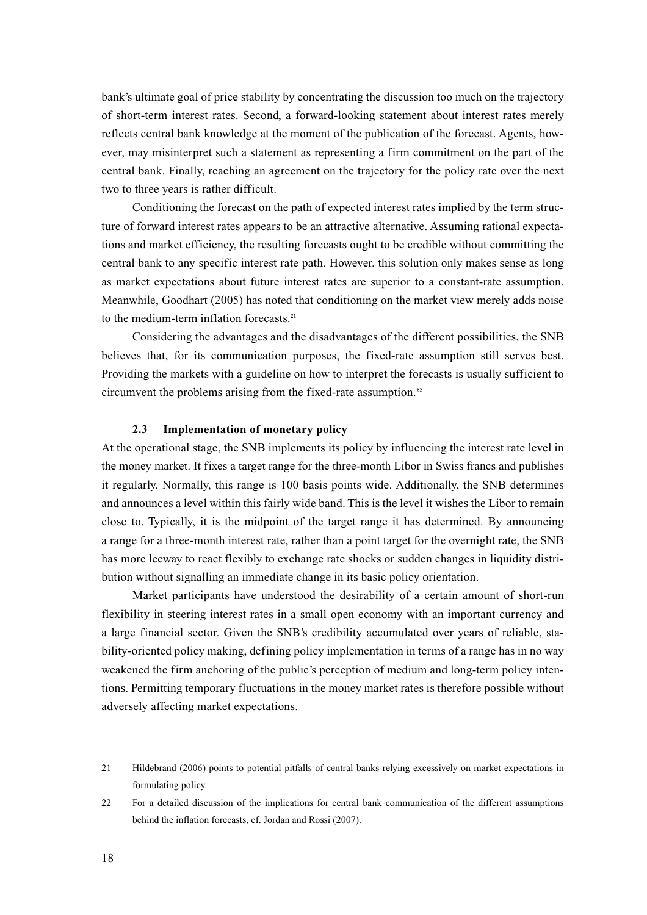bank's ultimate goal of price stability by concentrating the discussion too much on the trajectory of short-term interest rates. Second, a forward-looking statement about interest rates merely reflects central bank knowledge at the moment of the publication of the forecast. Agents, however, may misinterpret such a statement as representing a firm commitment on the part of the central bank. Finally, reaching an agreement on the trajectory for the policy rate over the next two to three years is rather difficult.

Conditioning the forecast on the path of expected interest rates implied by the term structure of forward interest rates appears to be an attractive alternative. Assuming rational expectations and market efficiency, the resulting forecasts ought to be credible without committing the central bank to any specific interest rate path. However, this solution only makes sense as long as market expectations about future interest rates are superior to a constant-rate assumption. Meanwhile, Goodhart (2005) has noted that conditioning on the market view merely adds noise to the medium-term inflation forecasts.[21]

Considering the advantages and the disadvantages of the different possibilities, the SNB believes that, for its communication purposes, the fixed-rate assumption still serves best. Providing the markets with a guideline on how to interpret the forecasts is usually sufficient to circumvent the problems arising from the fixed-rate assumption.[22]

### 2.3 Implementation of monetary policy

At the operational stage, the SNB implements its policy by influencing the interest rate level in the money market. It fixes a target range for the three-month Libor in Swiss francs and publishes it regularly. Normally, this range is 100 basis points wide. Additionally, the SNB determines and announces a level within this fairly wide band. This is the level it wishes the Libor to remain close to. Typically, it is the midpoint of the target range it has determined. By announcing a range for a three-month interest rate, rather than a point target for the overnight rate, the SNB has more leeway to react flexibly to exchange rate shocks or sudden changes in liquidity distribution without signalling an immediate change in its basic policy orientation.

Market participants have understood the desirability of a certain amount of short-run flexibility in steering interest rates in a small open economy with an important currency and a large financial sector. Given the SNB's credibility accumulated over years of reliable, stability-oriented policy making, defining policy implementation in terms of a range has in no way weakened the firm anchoring of the public's perception of medium and long-term policy intentions. Permitting temporary fluctuations in the money market rates is therefore possible without adversely affecting market expectations.

---

21 Hildebrand (2006) points to potential pitfalls of central banks relying excessively on market expectations in formulating policy.

22 For a detailed discussion of the implications for central bank communication of the different assumptions behind the inflation forecasts, cf. Jordan and Rossi (2007).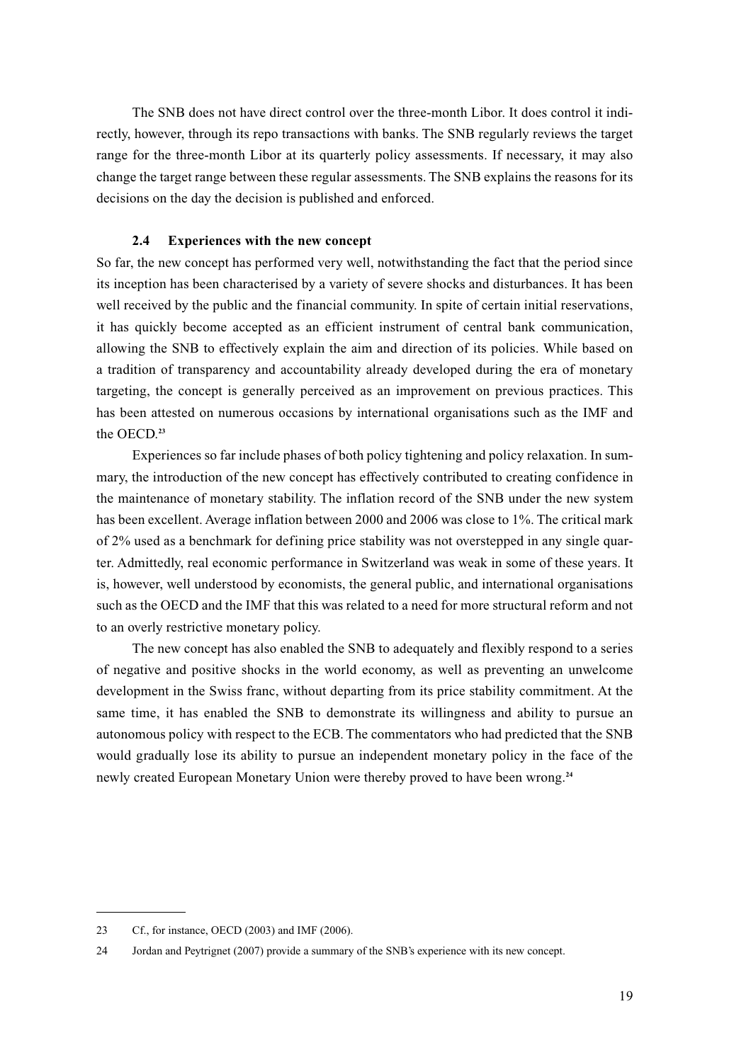The SNB does not have direct control over the three-month Libor. It does control it indirectly, however, through its repo transactions with banks. The SNB regularly reviews the target range for the three-month Libor at its quarterly policy assessments. If necessary, it may also change the target range between these regular assessments. The SNB explains the reasons for its decisions on the day the decision is published and enforced.

### 2.4 Experiences with the new concept

So far, the new concept has performed very well, notwithstanding the fact that the period since its inception has been characterised by a variety of severe shocks and disturbances. It has been well received by the public and the financial community. In spite of certain initial reservations, it has quickly become accepted as an efficient instrument of central bank communication, allowing the SNB to effectively explain the aim and direction of its policies. While based on a tradition of transparency and accountability already developed during the era of monetary targeting, the concept is generally perceived as an improvement on previous practices. This has been attested on numerous occasions by international organisations such as the IMF and the OECD.[23]

Experiences so far include phases of both policy tightening and policy relaxation. In summary, the introduction of the new concept has effectively contributed to creating confidence in the maintenance of monetary stability. The inflation record of the SNB under the new system has been excellent. Average inflation between 2000 and 2006 was close to 1%. The critical mark of 2% used as a benchmark for defining price stability was not overstepped in any single quarter. Admittedly, real economic performance in Switzerland was weak in some of these years. It is, however, well understood by economists, the general public, and international organisations such as the OECD and the IMF that this was related to a need for more structural reform and not to an overly restrictive monetary policy.

The new concept has also enabled the SNB to adequately and flexibly respond to a series of negative and positive shocks in the world economy, as well as preventing an unwelcome development in the Swiss franc, without departing from its price stability commitment. At the same time, it has enabled the SNB to demonstrate its willingness and ability to pursue an autonomous policy with respect to the ECB. The commentators who had predicted that the SNB would gradually lose its ability to pursue an independent monetary policy in the face of the newly created European Monetary Union were thereby proved to have been wrong.[24]

---

23 Cf., for instance, OECD (2003) and IMF (2006).

24 Jordan and Peytrignet (2007) provide a summary of the SNB's experience with its new concept.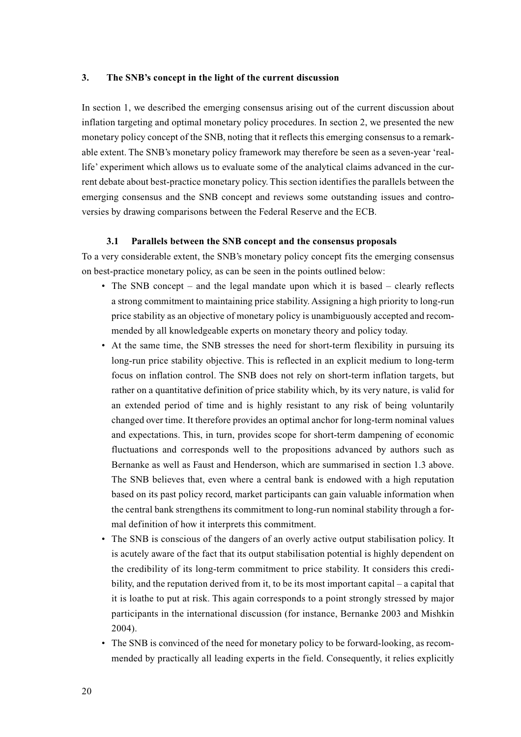## 3. The SNB's concept in the light of the current discussion

In section 1, we described the emerging consensus arising out of the current discussion about inflation targeting and optimal monetary policy procedures. In section 2, we presented the new monetary policy concept of the SNB, noting that it reflects this emerging consensus to a remarkable extent. The SNB's monetary policy framework may therefore be seen as a seven-year 'real-life' experiment which allows us to evaluate some of the analytical claims advanced in the current debate about best-practice monetary policy. This section identifies the parallels between the emerging consensus and the SNB concept and reviews some outstanding issues and controversies by drawing comparisons between the Federal Reserve and the ECB.

### 3.1 Parallels between the SNB concept and the consensus proposals

To a very considerable extent, the SNB's monetary policy concept fits the emerging consensus on best-practice monetary policy, as can be seen in the points outlined below:

- The SNB concept – and the legal mandate upon which it is based – clearly reflects a strong commitment to maintaining price stability. Assigning a high priority to long-run price stability as an objective of monetary policy is unambiguously accepted and recommended by all knowledgeable experts on monetary theory and policy today.
- At the same time, the SNB stresses the need for short-term flexibility in pursuing its long-run price stability objective. This is reflected in an explicit medium to long-term focus on inflation control. The SNB does not rely on short-term inflation targets, but rather on a quantitative definition of price stability which, by its very nature, is valid for an extended period of time and is highly resistant to any risk of being voluntarily changed over time. It therefore provides an optimal anchor for long-term nominal values and expectations. This, in turn, provides scope for short-term dampening of economic fluctuations and corresponds well to the propositions advanced by authors such as Bernanke as well as Faust and Henderson, which are summarised in section 1.3 above. The SNB believes that, even where a central bank is endowed with a high reputation based on its past policy record, market participants can gain valuable information when the central bank strengthens its commitment to long-run nominal stability through a formal definition of how it interprets this commitment.
- The SNB is conscious of the dangers of an overly active output stabilisation policy. It is acutely aware of the fact that its output stabilisation potential is highly dependent on the credibility of its long-term commitment to price stability. It considers this credibility, and the reputation derived from it, to be its most important capital – a capital that it is loathe to put at risk. This again corresponds to a point strongly stressed by major participants in the international discussion (for instance, Bernanke 2003 and Mishkin 2004).
- The SNB is convinced of the need for monetary policy to be forward-looking, as recommended by practically all leading experts in the field. Consequently, it relies explicitly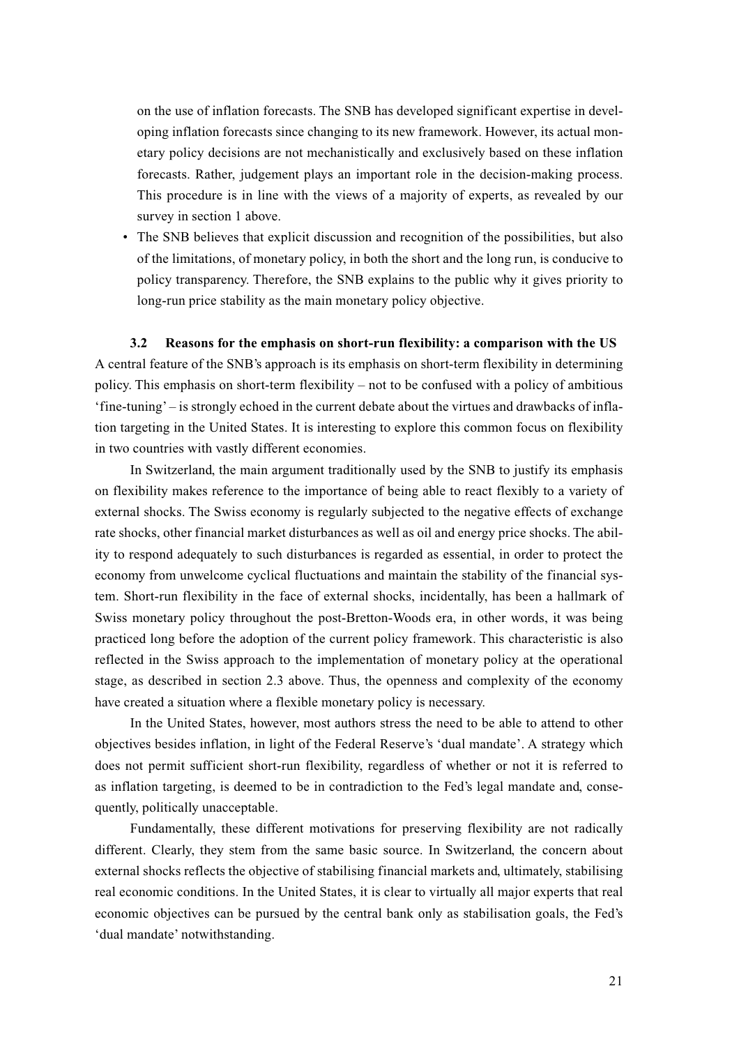on the use of inflation forecasts. The SNB has developed significant expertise in developing inflation forecasts since changing to its new framework. However, its actual monetary policy decisions are not mechanistically and exclusively based on these inflation forecasts. Rather, judgement plays an important role in the decision-making process. This procedure is in line with the views of a majority of experts, as revealed by our survey in section 1 above.

- The SNB believes that explicit discussion and recognition of the possibilities, but also of the limitations, of monetary policy, in both the short and the long run, is conducive to policy transparency. Therefore, the SNB explains to the public why it gives priority to long-run price stability as the main monetary policy objective.

### 3.2 Reasons for the emphasis on short-run flexibility: a comparison with the US

A central feature of the SNB's approach is its emphasis on short-term flexibility in determining policy. This emphasis on short-term flexibility – not to be confused with a policy of ambitious 'fine-tuning' – is strongly echoed in the current debate about the virtues and drawbacks of inflation targeting in the United States. It is interesting to explore this common focus on flexibility in two countries with vastly different economies.

In Switzerland, the main argument traditionally used by the SNB to justify its emphasis on flexibility makes reference to the importance of being able to react flexibly to a variety of external shocks. The Swiss economy is regularly subjected to the negative effects of exchange rate shocks, other financial market disturbances as well as oil and energy price shocks. The ability to respond adequately to such disturbances is regarded as essential, in order to protect the economy from unwelcome cyclical fluctuations and maintain the stability of the financial system. Short-run flexibility in the face of external shocks, incidentally, has been a hallmark of Swiss monetary policy throughout the post-Bretton-Woods era, in other words, it was being practiced long before the adoption of the current policy framework. This characteristic is also reflected in the Swiss approach to the implementation of monetary policy at the operational stage, as described in section 2.3 above. Thus, the openness and complexity of the economy have created a situation where a flexible monetary policy is necessary.

In the United States, however, most authors stress the need to be able to attend to other objectives besides inflation, in light of the Federal Reserve's 'dual mandate'. A strategy which does not permit sufficient short-run flexibility, regardless of whether or not it is referred to as inflation targeting, is deemed to be in contradiction to the Fed's legal mandate and, consequently, politically unacceptable.

Fundamentally, these different motivations for preserving flexibility are not radically different. Clearly, they stem from the same basic source. In Switzerland, the concern about external shocks reflects the objective of stabilising financial markets and, ultimately, stabilising real economic conditions. In the United States, it is clear to virtually all major experts that real economic objectives can be pursued by the central bank only as stabilisation goals, the Fed's 'dual mandate' notwithstanding.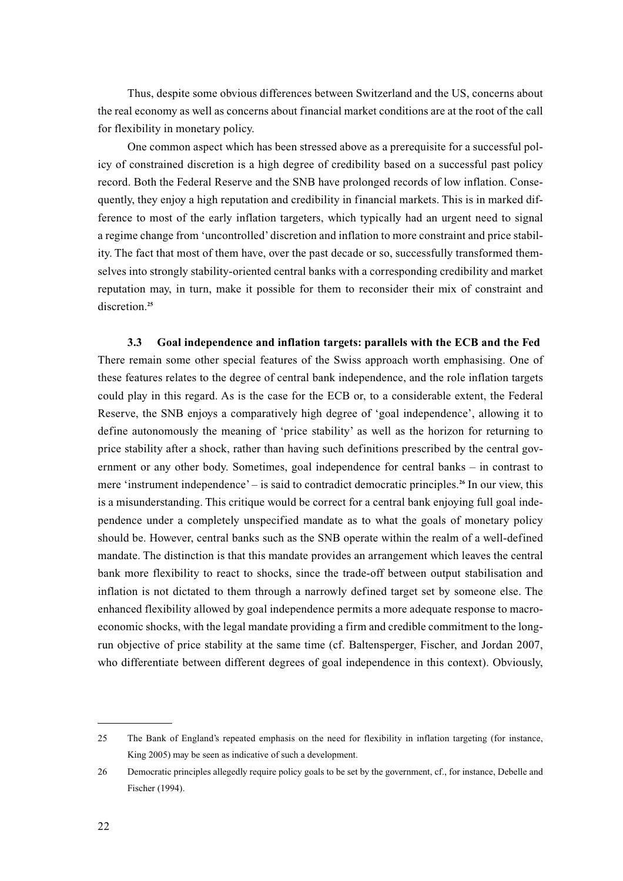Thus, despite some obvious differences between Switzerland and the US, concerns about the real economy as well as concerns about financial market conditions are at the root of the call for flexibility in monetary policy.

One common aspect which has been stressed above as a prerequisite for a successful policy of constrained discretion is a high degree of credibility based on a successful past policy record. Both the Federal Reserve and the SNB have prolonged records of low inflation. Consequently, they enjoy a high reputation and credibility in financial markets. This is in marked difference to most of the early inflation targeters, which typically had an urgent need to signal a regime change from 'uncontrolled' discretion and inflation to more constraint and price stability. The fact that most of them have, over the past decade or so, successfully transformed themselves into strongly stability-oriented central banks with a corresponding credibility and market reputation may, in turn, make it possible for them to reconsider their mix of constraint and discretion.[25]

### 3.3 Goal independence and inflation targets: parallels with the ECB and the Fed

There remain some other special features of the Swiss approach worth emphasising. One of these features relates to the degree of central bank independence, and the role inflation targets could play in this regard. As is the case for the ECB or, to a considerable extent, the Federal Reserve, the SNB enjoys a comparatively high degree of 'goal independence', allowing it to define autonomously the meaning of 'price stability' as well as the horizon for returning to price stability after a shock, rather than having such definitions prescribed by the central government or any other body. Sometimes, goal independence for central banks – in contrast to mere 'instrument independence' – is said to contradict democratic principles.[26] In our view, this is a misunderstanding. This critique would be correct for a central bank enjoying full goal independence under a completely unspecified mandate as to what the goals of monetary policy should be. However, central banks such as the SNB operate within the realm of a well-defined mandate. The distinction is that this mandate provides an arrangement which leaves the central bank more flexibility to react to shocks, since the trade-off between output stabilisation and inflation is not dictated to them through a narrowly defined target set by someone else. The enhanced flexibility allowed by goal independence permits a more adequate response to macroeconomic shocks, with the legal mandate providing a firm and credible commitment to the long-run objective of price stability at the same time (cf. Baltensperger, Fischer, and Jordan 2007, who differentiate between different degrees of goal independence in this context). Obviously,

---

25 The Bank of England's repeated emphasis on the need for flexibility in inflation targeting (for instance, King 2005) may be seen as indicative of such a development.

26 Democratic principles allegedly require policy goals to be set by the government, cf., for instance, Debelle and Fischer (1994).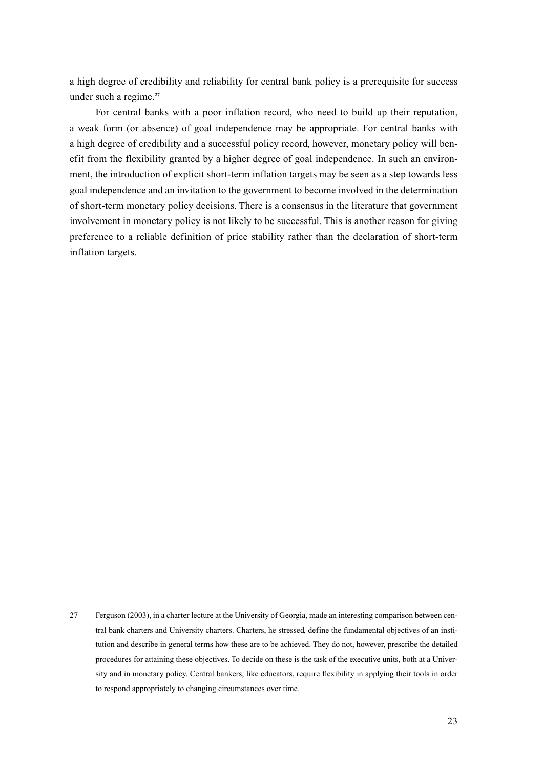a high degree of credibility and reliability for central bank policy is a prerequisite for success under such a regime.[27]

For central banks with a poor inflation record, who need to build up their reputation, a weak form (or absence) of goal independence may be appropriate. For central banks with a high degree of credibility and a successful policy record, however, monetary policy will benefit from the flexibility granted by a higher degree of goal independence. In such an environment, the introduction of explicit short-term inflation targets may be seen as a step towards less goal independence and an invitation to the government to become involved in the determination of short-term monetary policy decisions. There is a consensus in the literature that government involvement in monetary policy is not likely to be successful. This is another reason for giving preference to a reliable definition of price stability rather than the declaration of short-term inflation targets.

---

27 Ferguson (2003), in a charter lecture at the University of Georgia, made an interesting comparison between central bank charters and University charters. Charters, he stressed, define the fundamental objectives of an institution and describe in general terms how these are to be achieved. They do not, however, prescribe the detailed procedures for attaining these objectives. To decide on these is the task of the executive units, both at a University and in monetary policy. Central bankers, like educators, require flexibility in applying their tools in order to respond appropriately to changing circumstances over time.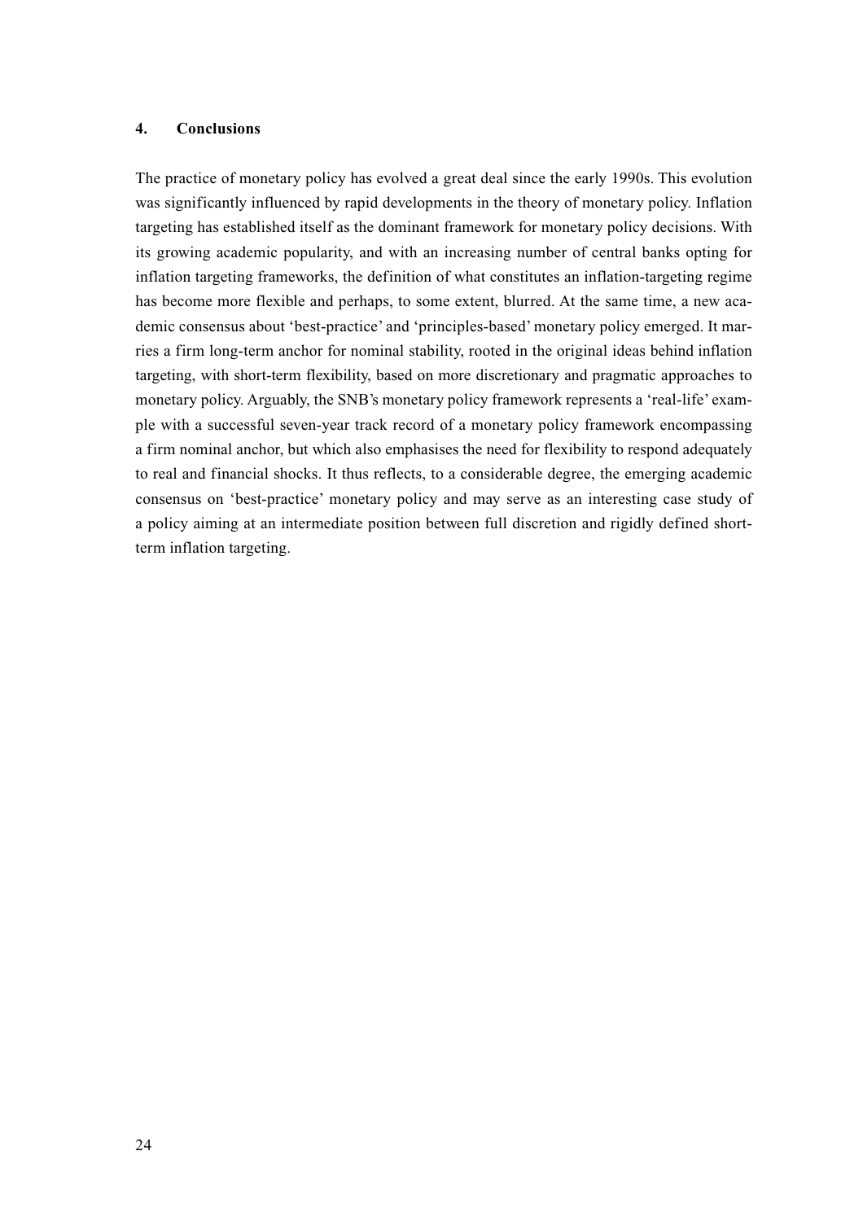## 4. Conclusions

The practice of monetary policy has evolved a great deal since the early 1990s. This evolution was significantly influenced by rapid developments in the theory of monetary policy. Inflation targeting has established itself as the dominant framework for monetary policy decisions. With its growing academic popularity, and with an increasing number of central banks opting for inflation targeting frameworks, the definition of what constitutes an inflation-targeting regime has become more flexible and perhaps, to some extent, blurred. At the same time, a new academic consensus about 'best-practice' and 'principles-based' monetary policy emerged. It marries a firm long-term anchor for nominal stability, rooted in the original ideas behind inflation targeting, with short-term flexibility, based on more discretionary and pragmatic approaches to monetary policy. Arguably, the SNB's monetary policy framework represents a 'real-life' example with a successful seven-year track record of a monetary policy framework encompassing a firm nominal anchor, but which also emphasises the need for flexibility to respond adequately to real and financial shocks. It thus reflects, to a considerable degree, the emerging academic consensus on 'best-practice' monetary policy and may serve as an interesting case study of a policy aiming at an intermediate position between full discretion and rigidly defined short-term inflation targeting.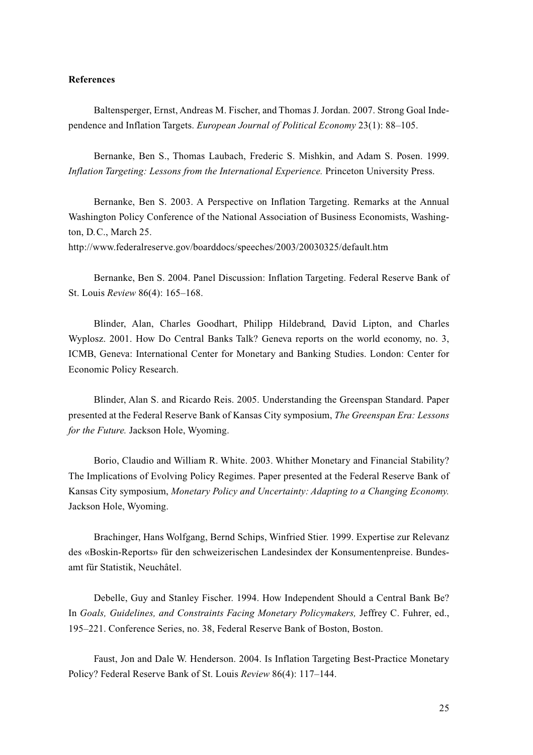**References**

Baltensperger, Ernst, Andreas M. Fischer, and Thomas J. Jordan. 2007. Strong Goal Independence and Inflation Targets. *European Journal of Political Economy* 23(1): 88–105.

Bernanke, Ben S., Thomas Laubach, Frederic S. Mishkin, and Adam S. Posen. 1999. *Inflation Targeting: Lessons from the International Experience.* Princeton University Press.

Bernanke, Ben S. 2003. A Perspective on Inflation Targeting. Remarks at the Annual Washington Policy Conference of the National Association of Business Economists, Washington, D.C., March 25.
http://www.federalreserve.gov/boarddocs/speeches/2003/20030325/default.htm

Bernanke, Ben S. 2004. Panel Discussion: Inflation Targeting. Federal Reserve Bank of St. Louis *Review* 86(4): 165–168.

Blinder, Alan, Charles Goodhart, Philipp Hildebrand, David Lipton, and Charles Wyplosz. 2001. How Do Central Banks Talk? Geneva reports on the world economy, no. 3, ICMB, Geneva: International Center for Monetary and Banking Studies. London: Center for Economic Policy Research.

Blinder, Alan S. and Ricardo Reis. 2005. Understanding the Greenspan Standard. Paper presented at the Federal Reserve Bank of Kansas City symposium, *The Greenspan Era: Lessons for the Future.* Jackson Hole, Wyoming.

Borio, Claudio and William R. White. 2003. Whither Monetary and Financial Stability? The Implications of Evolving Policy Regimes. Paper presented at the Federal Reserve Bank of Kansas City symposium, *Monetary Policy and Uncertainty: Adapting to a Changing Economy.* Jackson Hole, Wyoming.

Brachinger, Hans Wolfgang, Bernd Schips, Winfried Stier. 1999. Expertise zur Relevanz des «Boskin-Reports» für den schweizerischen Landesindex der Konsumentenpreise. Bundesamt für Statistik, Neuchâtel.

Debelle, Guy and Stanley Fischer. 1994. How Independent Should a Central Bank Be? In *Goals, Guidelines, and Constraints Facing Monetary Policymakers,* Jeffrey C. Fuhrer, ed., 195–221. Conference Series, no. 38, Federal Reserve Bank of Boston, Boston.

Faust, Jon and Dale W. Henderson. 2004. Is Inflation Targeting Best-Practice Monetary Policy? Federal Reserve Bank of St. Louis *Review* 86(4): 117–144.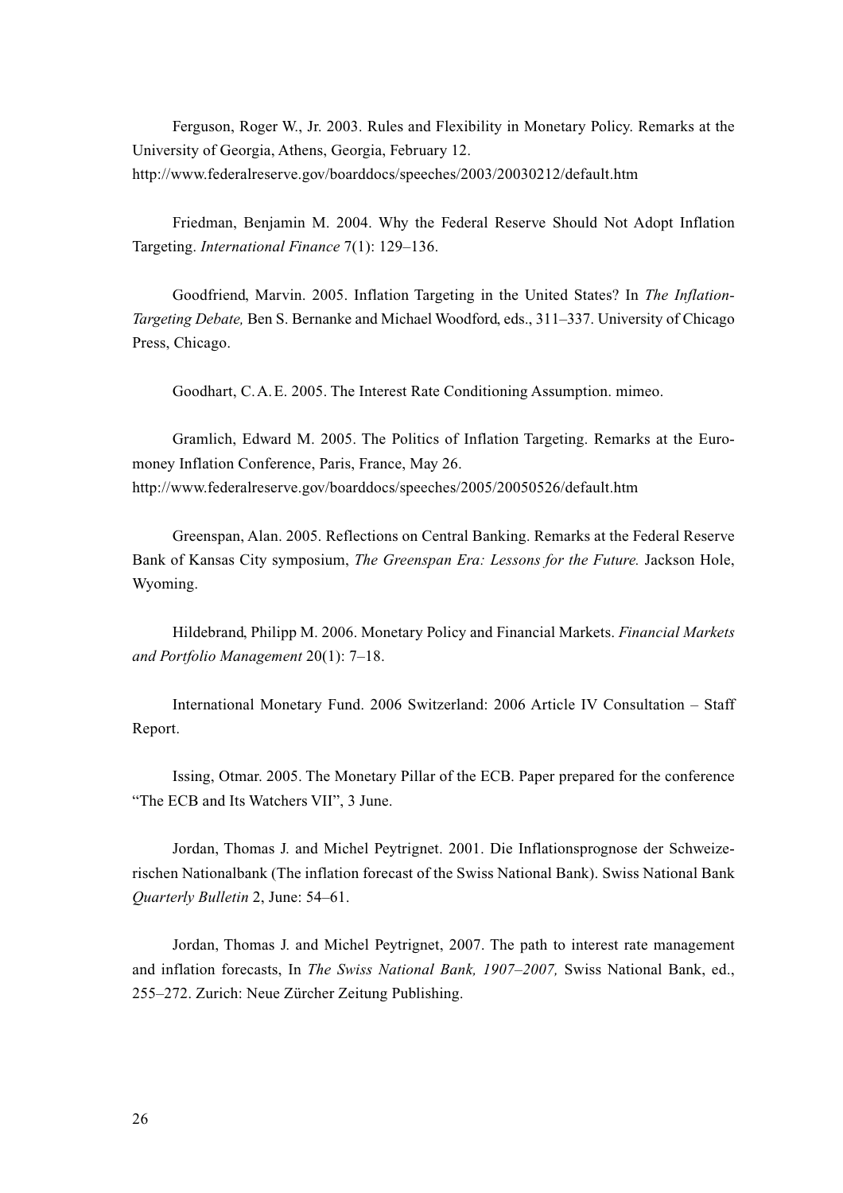Ferguson, Roger W., Jr. 2003. Rules and Flexibility in Monetary Policy. Remarks at the University of Georgia, Athens, Georgia, February 12.
http://www.federalreserve.gov/boarddocs/speeches/2003/20030212/default.htm

Friedman, Benjamin M. 2004. Why the Federal Reserve Should Not Adopt Inflation Targeting. *International Finance* 7(1): 129–136.

Goodfriend, Marvin. 2005. Inflation Targeting in the United States? In *The Inflation-Targeting Debate,* Ben S. Bernanke and Michael Woodford, eds., 311–337. University of Chicago Press, Chicago.

Goodhart, C. A. E. 2005. The Interest Rate Conditioning Assumption. mimeo.

Gramlich, Edward M. 2005. The Politics of Inflation Targeting. Remarks at the Euromoney Inflation Conference, Paris, France, May 26.
http://www.federalreserve.gov/boarddocs/speeches/2005/20050526/default.htm

Greenspan, Alan. 2005. Reflections on Central Banking. Remarks at the Federal Reserve Bank of Kansas City symposium, *The Greenspan Era: Lessons for the Future.* Jackson Hole, Wyoming.

Hildebrand, Philipp M. 2006. Monetary Policy and Financial Markets. *Financial Markets and Portfolio Management* 20(1): 7–18.

International Monetary Fund. 2006 Switzerland: 2006 Article IV Consultation – Staff Report.

Issing, Otmar. 2005. The Monetary Pillar of the ECB. Paper prepared for the conference "The ECB and Its Watchers VII", 3 June.

Jordan, Thomas J. and Michel Peytrignet. 2001. Die Inflationsprognose der Schweizerischen Nationalbank (The inflation forecast of the Swiss National Bank). Swiss National Bank *Quarterly Bulletin* 2, June: 54–61.

Jordan, Thomas J. and Michel Peytrignet, 2007. The path to interest rate management and inflation forecasts, In *The Swiss National Bank, 1907–2007,* Swiss National Bank, ed., 255–272. Zurich: Neue Zürcher Zeitung Publishing.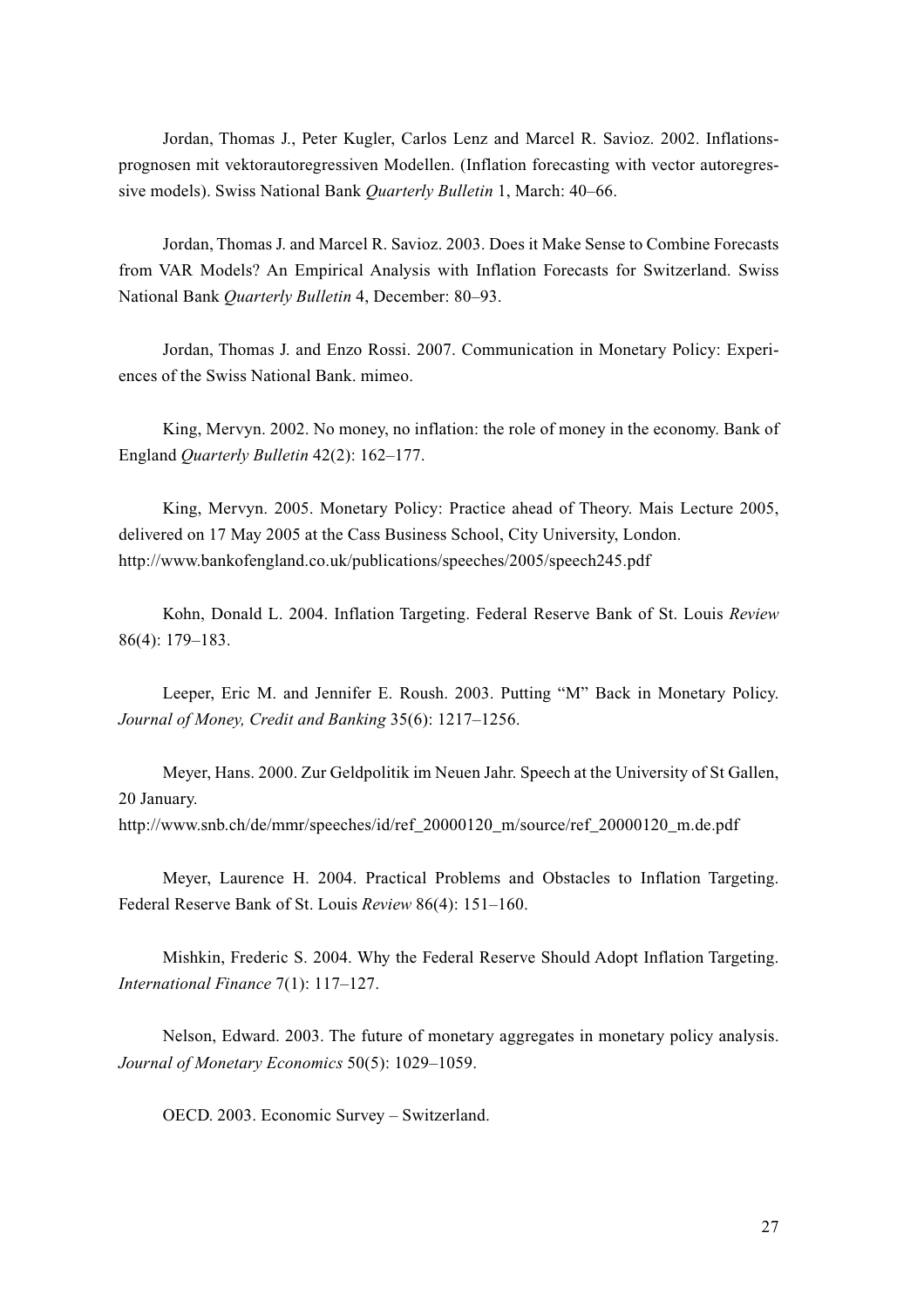Jordan, Thomas J., Peter Kugler, Carlos Lenz and Marcel R. Savioz. 2002. Inflationsprognosen mit vektorautoregressiven Modellen. (Inflation forecasting with vector autoregressive models). Swiss National Bank *Quarterly Bulletin* 1, March: 40–66.

Jordan, Thomas J. and Marcel R. Savioz. 2003. Does it Make Sense to Combine Forecasts from VAR Models? An Empirical Analysis with Inflation Forecasts for Switzerland. Swiss National Bank *Quarterly Bulletin* 4, December: 80–93.

Jordan, Thomas J. and Enzo Rossi. 2007. Communication in Monetary Policy: Experiences of the Swiss National Bank. mimeo.

King, Mervyn. 2002. No money, no inflation: the role of money in the economy. Bank of England *Quarterly Bulletin* 42(2): 162–177.

King, Mervyn. 2005. Monetary Policy: Practice ahead of Theory. Mais Lecture 2005, delivered on 17 May 2005 at the Cass Business School, City University, London.
http://www.bankofengland.co.uk/publications/speeches/2005/speech245.pdf

Kohn, Donald L. 2004. Inflation Targeting. Federal Reserve Bank of St. Louis *Review* 86(4): 179–183.

Leeper, Eric M. and Jennifer E. Roush. 2003. Putting "M" Back in Monetary Policy. *Journal of Money, Credit and Banking* 35(6): 1217–1256.

Meyer, Hans. 2000. Zur Geldpolitik im Neuen Jahr. Speech at the University of St Gallen, 20 January.
http://www.snb.ch/de/mmr/speeches/id/ref_20000120_m/source/ref_20000120_m.de.pdf

Meyer, Laurence H. 2004. Practical Problems and Obstacles to Inflation Targeting. Federal Reserve Bank of St. Louis *Review* 86(4): 151–160.

Mishkin, Frederic S. 2004. Why the Federal Reserve Should Adopt Inflation Targeting. *International Finance* 7(1): 117–127.

Nelson, Edward. 2003. The future of monetary aggregates in monetary policy analysis. *Journal of Monetary Economics* 50(5): 1029–1059.

OECD. 2003. Economic Survey – Switzerland.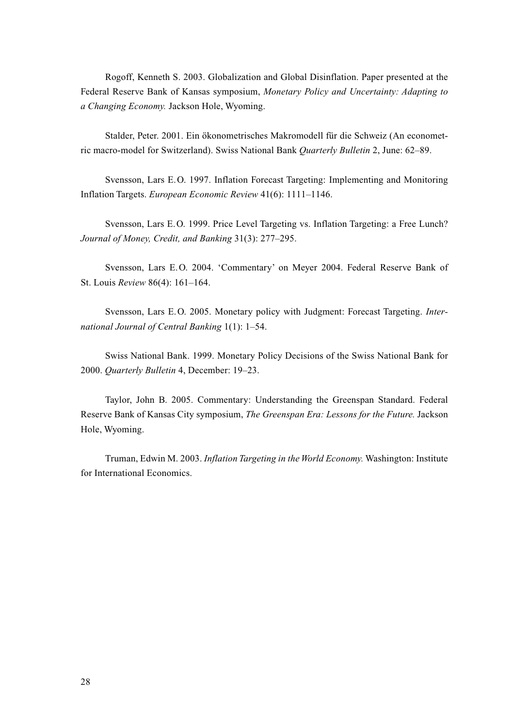Rogoff, Kenneth S. 2003. Globalization and Global Disinflation. Paper presented at the Federal Reserve Bank of Kansas symposium, *Monetary Policy and Uncertainty: Adapting to a Changing Economy.* Jackson Hole, Wyoming.

Stalder, Peter. 2001. Ein ökonometrisches Makromodell für die Schweiz (An econometric macro-model for Switzerland). Swiss National Bank *Quarterly Bulletin* 2, June: 62–89.

Svensson, Lars E.O. 1997. Inflation Forecast Targeting: Implementing and Monitoring Inflation Targets. *European Economic Review* 41(6): 1111–1146.

Svensson, Lars E.O. 1999. Price Level Targeting vs. Inflation Targeting: a Free Lunch? *Journal of Money, Credit, and Banking* 31(3): 277–295.

Svensson, Lars E.O. 2004. 'Commentary' on Meyer 2004. Federal Reserve Bank of St. Louis *Review* 86(4): 161–164.

Svensson, Lars E.O. 2005. Monetary policy with Judgment: Forecast Targeting. *International Journal of Central Banking* 1(1): 1–54.

Swiss National Bank. 1999. Monetary Policy Decisions of the Swiss National Bank for 2000. *Quarterly Bulletin* 4, December: 19–23.

Taylor, John B. 2005. Commentary: Understanding the Greenspan Standard. Federal Reserve Bank of Kansas City symposium, *The Greenspan Era: Lessons for the Future.* Jackson Hole, Wyoming.

Truman, Edwin M. 2003. *Inflation Targeting in the World Economy.* Washington: Institute for International Economics.